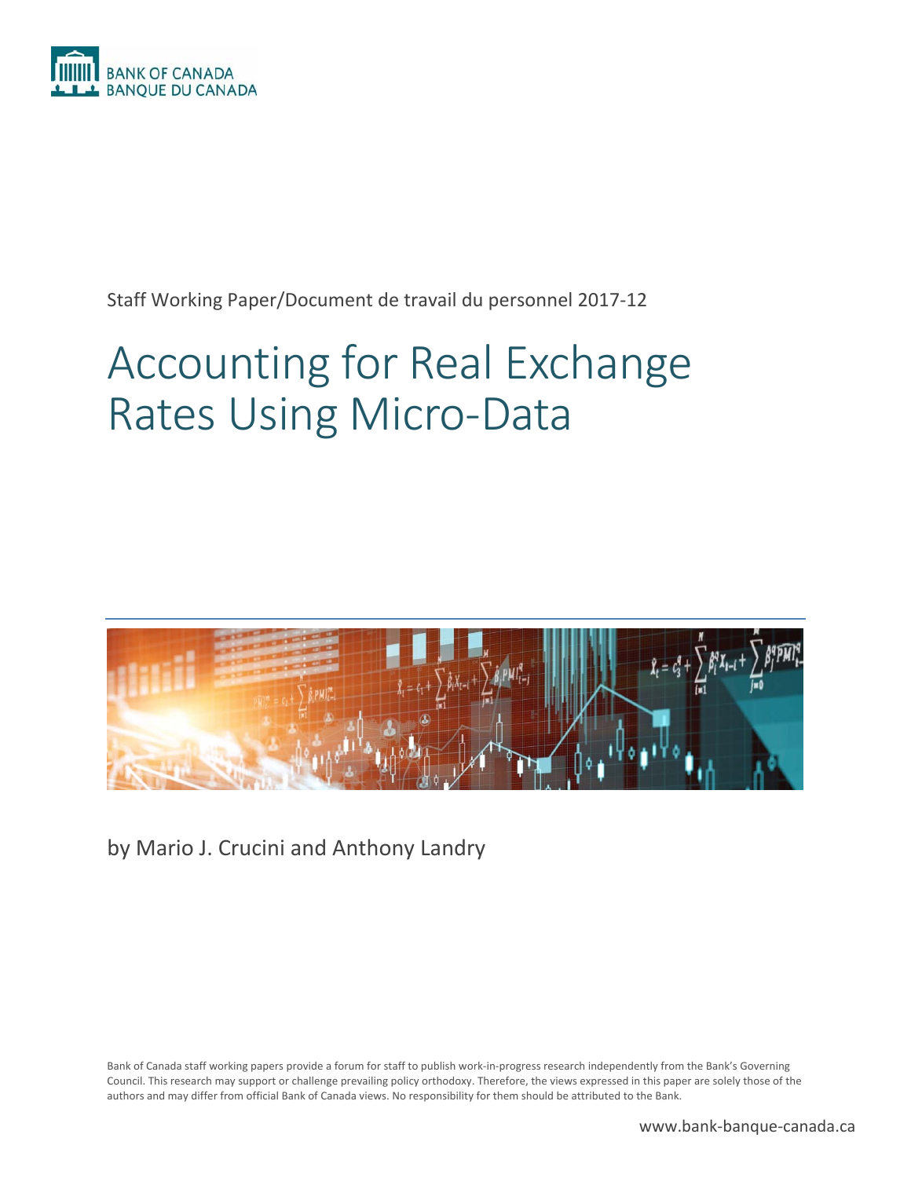BANK OF CANADA
BANQUE DU CANADA

Staff Working Paper/Document de travail du personnel 2017-12

# Accounting for Real Exchange Rates Using Micro-Data

by Mario J. Crucini and Anthony Landry

Bank of Canada staff working papers provide a forum for staff to publish work-in-progress research independently from the Bank's Governing Council. This research may support or challenge prevailing policy orthodoxy. Therefore, the views expressed in this paper are solely those of the authors and may differ from official Bank of Canada views. No responsibility for them should be attributed to the Bank.

www.bank-banque-canada.ca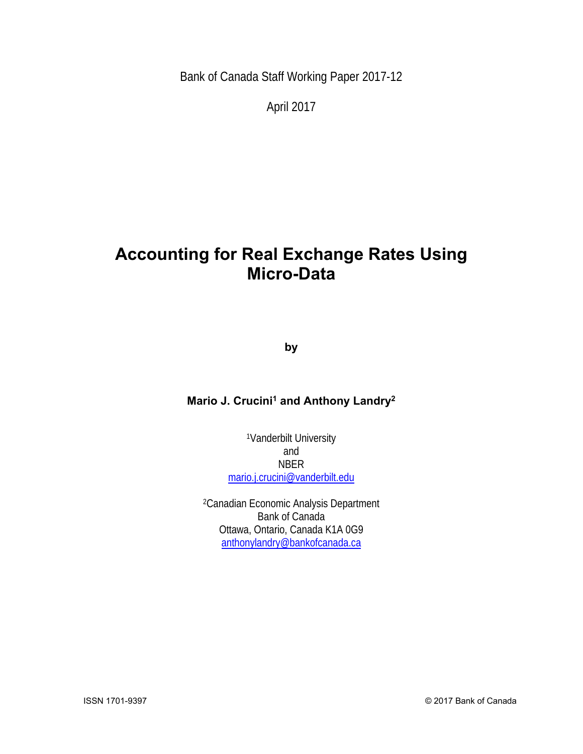Bank of Canada Staff Working Paper 2017-12

April 2017

# Accounting for Real Exchange Rates Using Micro-Data

**by**

**Mario J. Crucini[1] and Anthony Landry[2]**

[1]Vanderbilt University
and
NBER
mario.j.crucini@vanderbilt.edu

[2]Canadian Economic Analysis Department
Bank of Canada
Ottawa, Ontario, Canada K1A 0G9
anthonylandry@bankofcanada.ca

ISSN 1701-9397

© 2017 Bank of Canada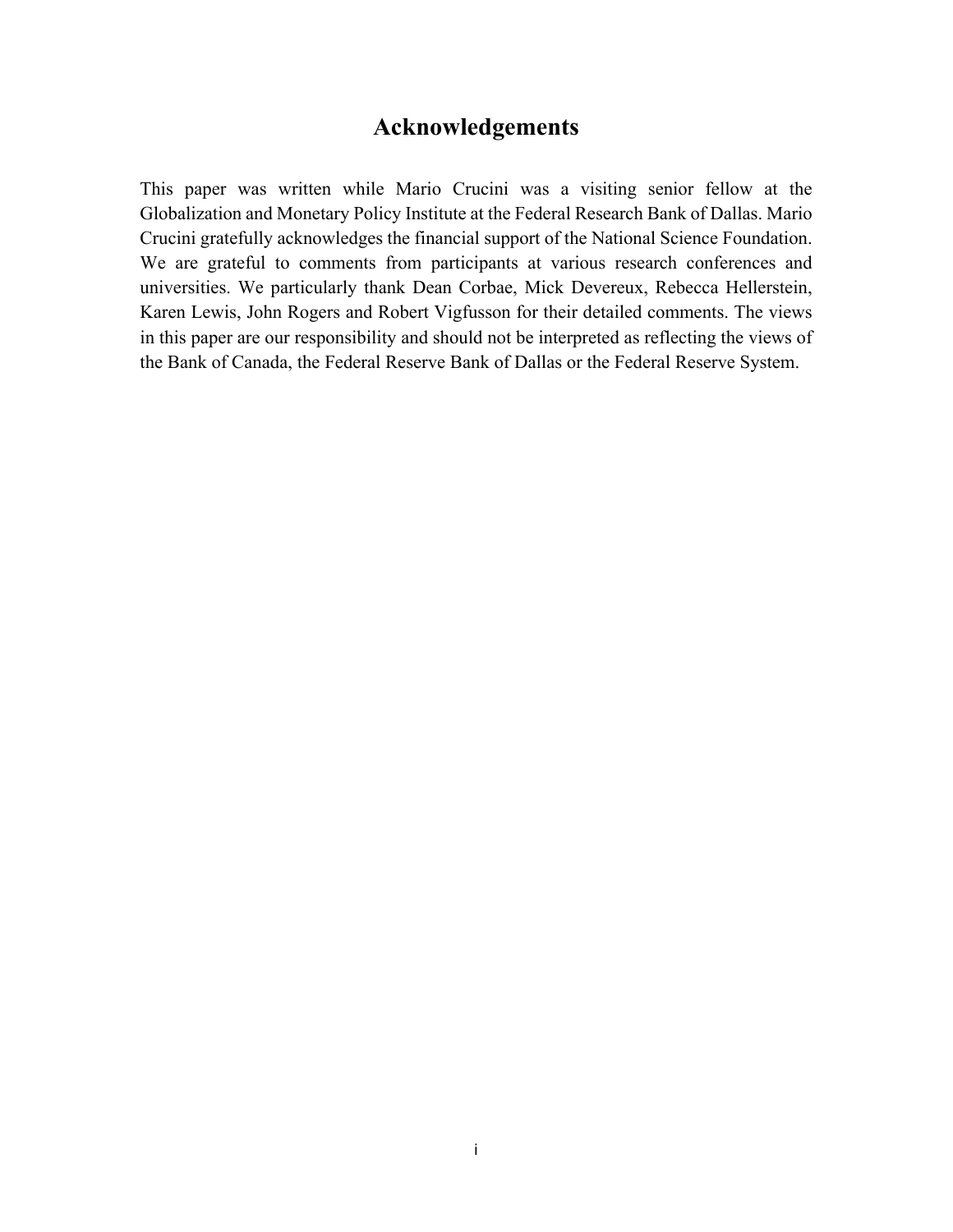# Acknowledgements

This paper was written while Mario Crucini was a visiting senior fellow at the Globalization and Monetary Policy Institute at the Federal Research Bank of Dallas. Mario Crucini gratefully acknowledges the financial support of the National Science Foundation. We are grateful to comments from participants at various research conferences and universities. We particularly thank Dean Corbae, Mick Devereux, Rebecca Hellerstein, Karen Lewis, John Rogers and Robert Vigfusson for their detailed comments. The views in this paper are our responsibility and should not be interpreted as reflecting the views of the Bank of Canada, the Federal Reserve Bank of Dallas or the Federal Reserve System.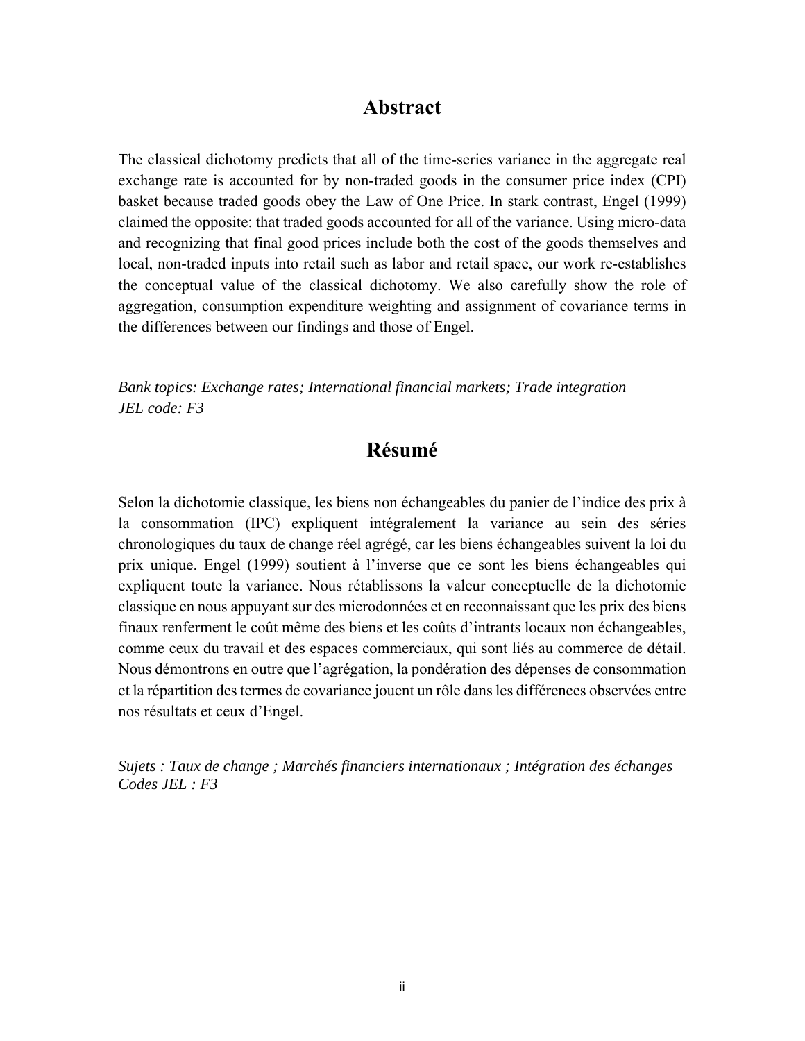# Abstract

The classical dichotomy predicts that all of the time-series variance in the aggregate real exchange rate is accounted for by non-traded goods in the consumer price index (CPI) basket because traded goods obey the Law of One Price. In stark contrast, Engel (1999) claimed the opposite: that traded goods accounted for all of the variance. Using micro-data and recognizing that final good prices include both the cost of the goods themselves and local, non-traded inputs into retail such as labor and retail space, our work re-establishes the conceptual value of the classical dichotomy. We also carefully show the role of aggregation, consumption expenditure weighting and assignment of covariance terms in the differences between our findings and those of Engel.

*Bank topics: Exchange rates; International financial markets; Trade integration*
*JEL code: F3*

# Résumé

Selon la dichotomie classique, les biens non échangeables du panier de l'indice des prix à la consommation (IPC) expliquent intégralement la variance au sein des séries chronologiques du taux de change réel agrégé, car les biens échangeables suivent la loi du prix unique. Engel (1999) soutient à l'inverse que ce sont les biens échangeables qui expliquent toute la variance. Nous rétablissons la valeur conceptuelle de la dichotomie classique en nous appuyant sur des microdonnées et en reconnaissant que les prix des biens finaux renferment le coût même des biens et les coûts d'intrants locaux non échangeables, comme ceux du travail et des espaces commerciaux, qui sont liés au commerce de détail. Nous démontrons en outre que l'agrégation, la pondération des dépenses de consommation et la répartition des termes de covariance jouent un rôle dans les différences observées entre nos résultats et ceux d'Engel.

*Sujets : Taux de change ; Marchés financiers internationaux ; Intégration des échanges*
*Codes JEL : F3*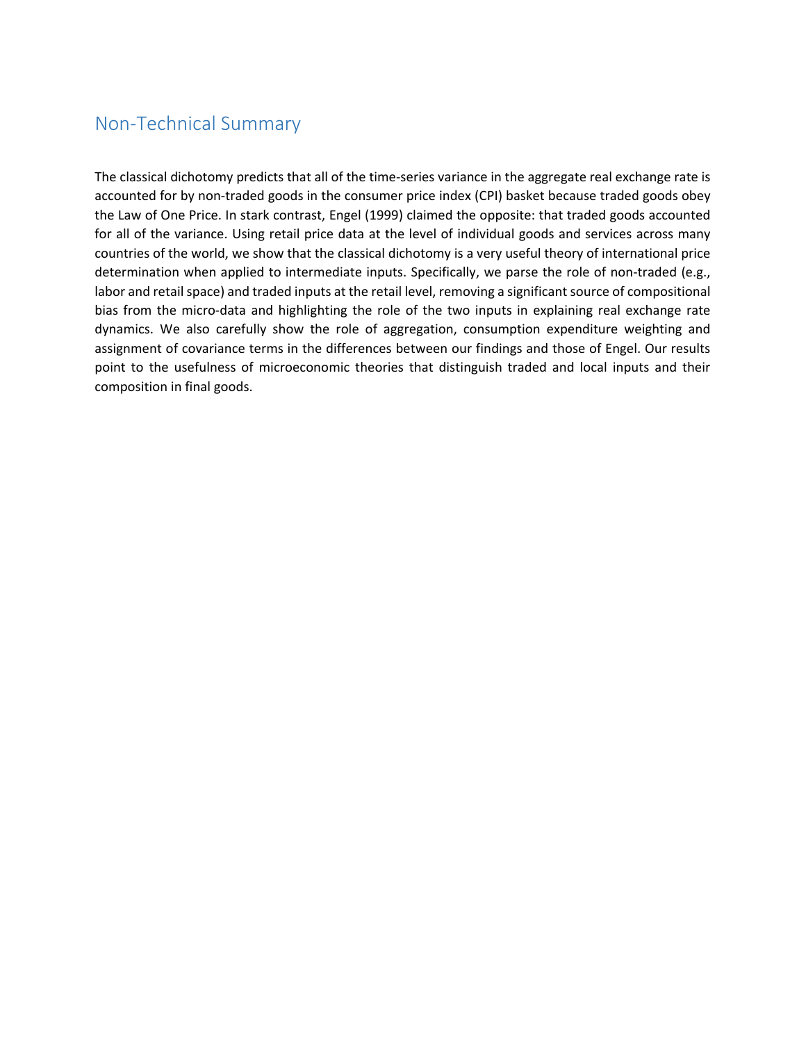## Non-Technical Summary

The classical dichotomy predicts that all of the time-series variance in the aggregate real exchange rate is accounted for by non-traded goods in the consumer price index (CPI) basket because traded goods obey the Law of One Price. In stark contrast, Engel (1999) claimed the opposite: that traded goods accounted for all of the variance. Using retail price data at the level of individual goods and services across many countries of the world, we show that the classical dichotomy is a very useful theory of international price determination when applied to intermediate inputs. Specifically, we parse the role of non-traded (e.g., labor and retail space) and traded inputs at the retail level, removing a significant source of compositional bias from the micro-data and highlighting the role of the two inputs in explaining real exchange rate dynamics. We also carefully show the role of aggregation, consumption expenditure weighting and assignment of covariance terms in the differences between our findings and those of Engel. Our results point to the usefulness of microeconomic theories that distinguish traded and local inputs and their composition in final goods.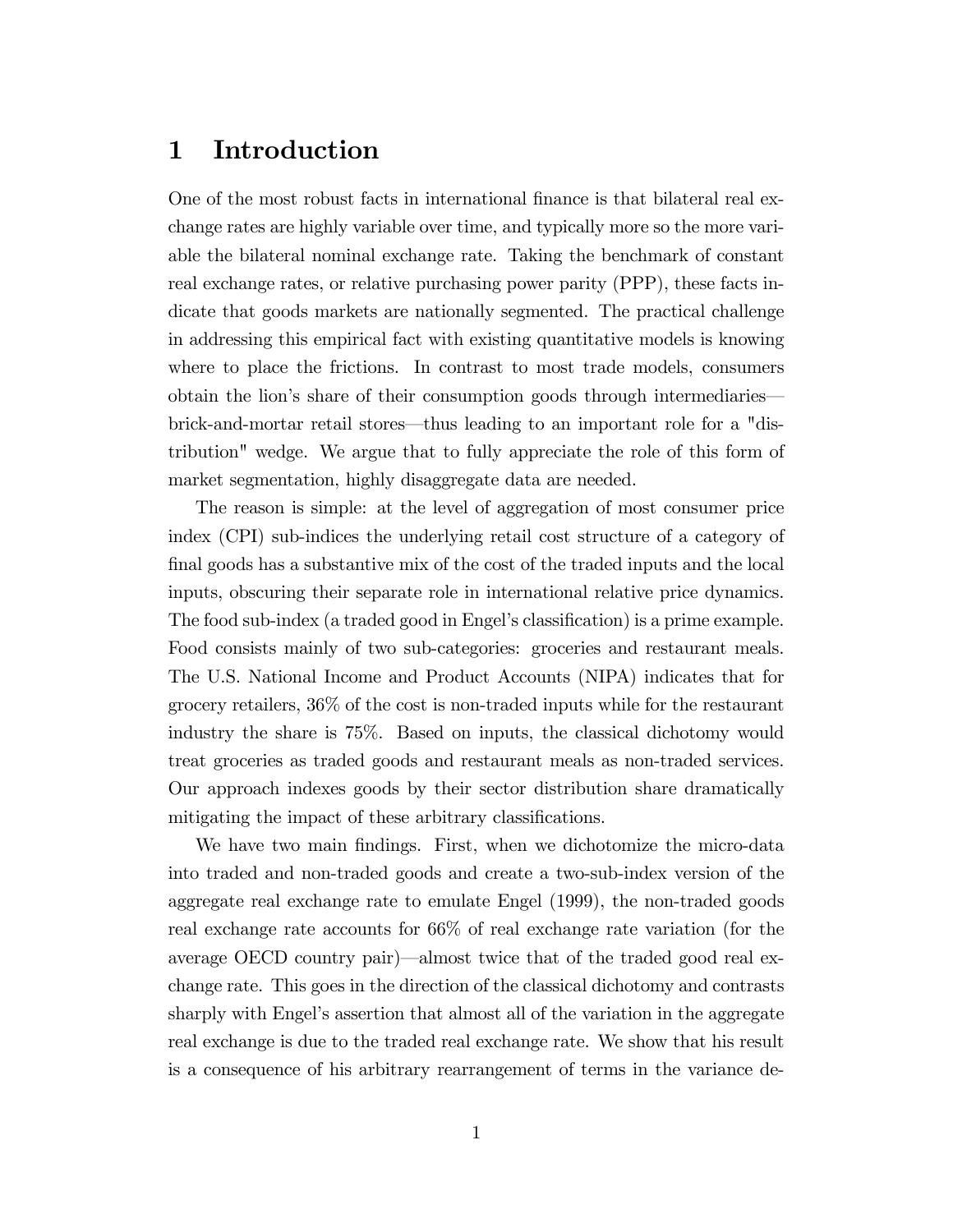# 1 Introduction

One of the most robust facts in international finance is that bilateral real exchange rates are highly variable over time, and typically more so the more variable the bilateral nominal exchange rate. Taking the benchmark of constant real exchange rates, or relative purchasing power parity (PPP), these facts indicate that goods markets are nationally segmented. The practical challenge in addressing this empirical fact with existing quantitative models is knowing where to place the frictions. In contrast to most trade models, consumers obtain the lion's share of their consumption goods through intermediaries—brick-and-mortar retail stores—thus leading to an important role for a "distribution" wedge. We argue that to fully appreciate the role of this form of market segmentation, highly disaggregate data are needed.

The reason is simple: at the level of aggregation of most consumer price index (CPI) sub-indices the underlying retail cost structure of a category of final goods has a substantive mix of the cost of the traded inputs and the local inputs, obscuring their separate role in international relative price dynamics. The food sub-index (a traded good in Engel's classification) is a prime example. Food consists mainly of two sub-categories: groceries and restaurant meals. The U.S. National Income and Product Accounts (NIPA) indicates that for grocery retailers, 36% of the cost is non-traded inputs while for the restaurant industry the share is 75%. Based on inputs, the classical dichotomy would treat groceries as traded goods and restaurant meals as non-traded services. Our approach indexes goods by their sector distribution share dramatically mitigating the impact of these arbitrary classifications.

We have two main findings. First, when we dichotomize the micro-data into traded and non-traded goods and create a two-sub-index version of the aggregate real exchange rate to emulate Engel (1999), the non-traded goods real exchange rate accounts for 66% of real exchange rate variation (for the average OECD country pair)—almost twice that of the traded good real exchange rate. This goes in the direction of the classical dichotomy and contrasts sharply with Engel's assertion that almost all of the variation in the aggregate real exchange is due to the traded real exchange rate. We show that his result is a consequence of his arbitrary rearrangement of terms in the variance de-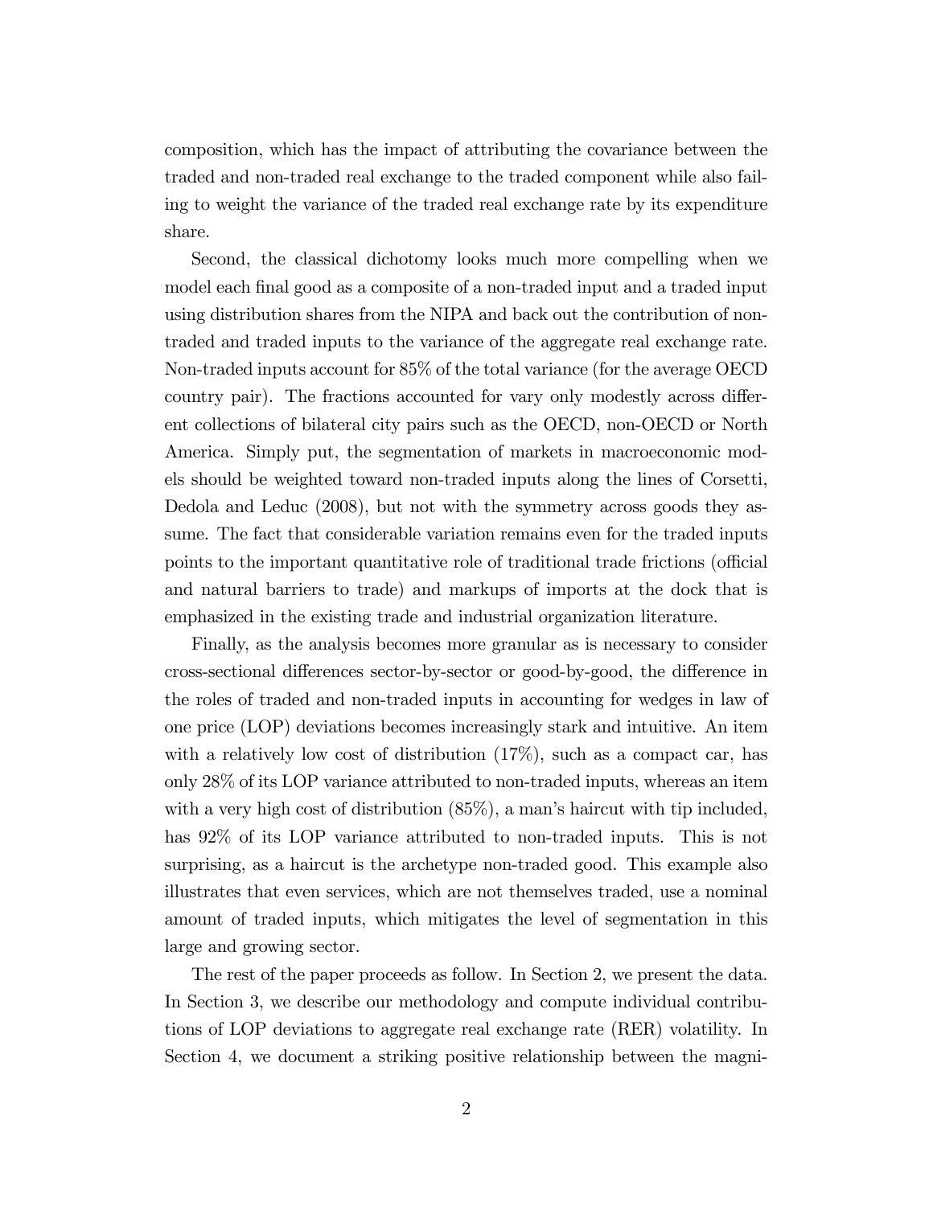composition, which has the impact of attributing the covariance between the traded and non-traded real exchange to the traded component while also failing to weight the variance of the traded real exchange rate by its expenditure share.

Second, the classical dichotomy looks much more compelling when we model each final good as a composite of a non-traded input and a traded input using distribution shares from the NIPA and back out the contribution of non-traded and traded inputs to the variance of the aggregate real exchange rate. Non-traded inputs account for 85% of the total variance (for the average OECD country pair). The fractions accounted for vary only modestly across different collections of bilateral city pairs such as the OECD, non-OECD or North America. Simply put, the segmentation of markets in macroeconomic models should be weighted toward non-traded inputs along the lines of Corsetti, Dedola and Leduc (2008), but not with the symmetry across goods they assume. The fact that considerable variation remains even for the traded inputs points to the important quantitative role of traditional trade frictions (official and natural barriers to trade) and markups of imports at the dock that is emphasized in the existing trade and industrial organization literature.

Finally, as the analysis becomes more granular as is necessary to consider cross-sectional differences sector-by-sector or good-by-good, the difference in the roles of traded and non-traded inputs in accounting for wedges in law of one price (LOP) deviations becomes increasingly stark and intuitive. An item with a relatively low cost of distribution (17%), such as a compact car, has only 28% of its LOP variance attributed to non-traded inputs, whereas an item with a very high cost of distribution (85%), a man's haircut with tip included, has 92% of its LOP variance attributed to non-traded inputs. This is not surprising, as a haircut is the archetype non-traded good. This example also illustrates that even services, which are not themselves traded, use a nominal amount of traded inputs, which mitigates the level of segmentation in this large and growing sector.

The rest of the paper proceeds as follow. In Section 2, we present the data. In Section 3, we describe our methodology and compute individual contributions of LOP deviations to aggregate real exchange rate (RER) volatility. In Section 4, we document a striking positive relationship between the magni-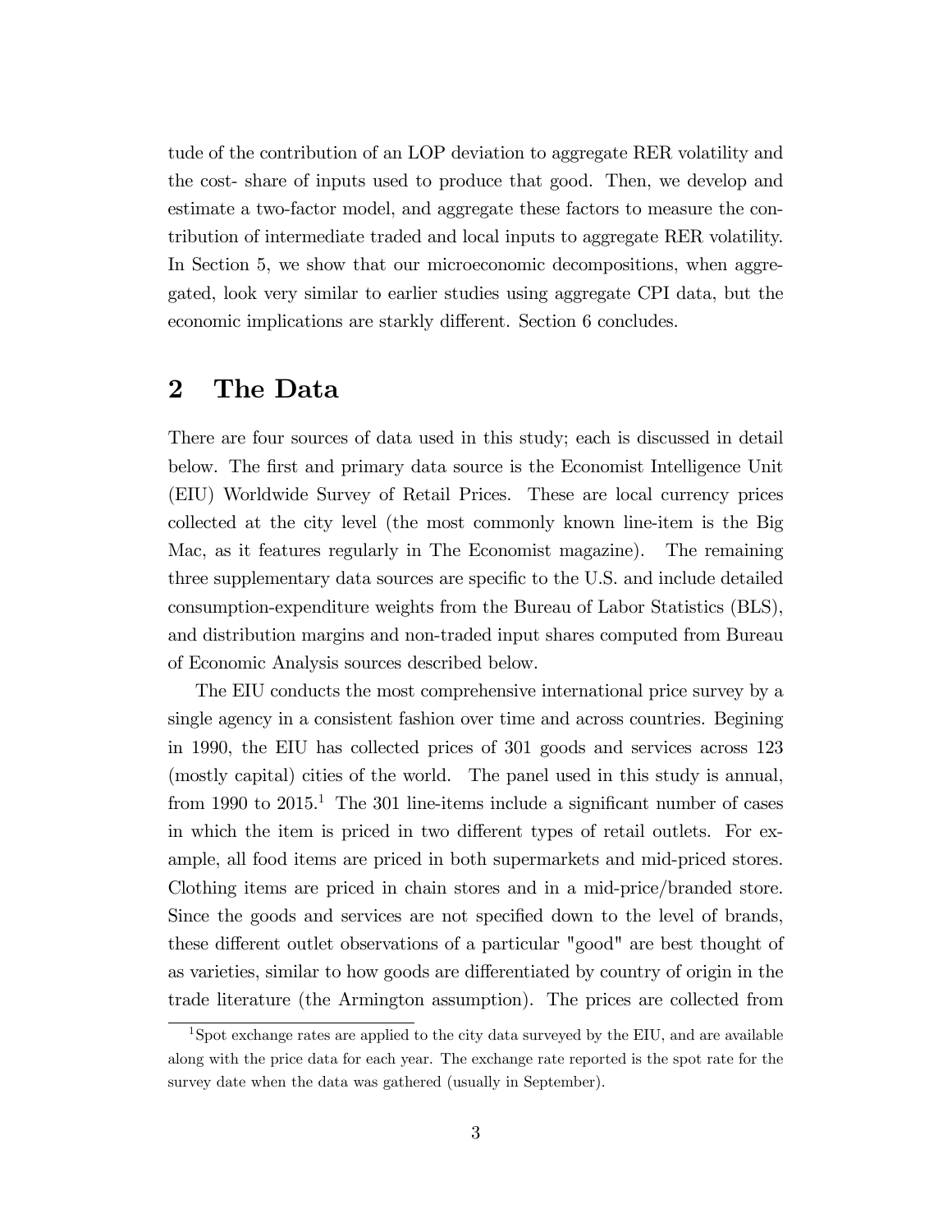tude of the contribution of an LOP deviation to aggregate RER volatility and the cost- share of inputs used to produce that good. Then, we develop and estimate a two-factor model, and aggregate these factors to measure the contribution of intermediate traded and local inputs to aggregate RER volatility. In Section 5, we show that our microeconomic decompositions, when aggregated, look very similar to earlier studies using aggregate CPI data, but the economic implications are starkly different. Section 6 concludes.

## 2 The Data

There are four sources of data used in this study; each is discussed in detail below. The first and primary data source is the Economist Intelligence Unit (EIU) Worldwide Survey of Retail Prices. These are local currency prices collected at the city level (the most commonly known line-item is the Big Mac, as it features regularly in The Economist magazine). The remaining three supplementary data sources are specific to the U.S. and include detailed consumption-expenditure weights from the Bureau of Labor Statistics (BLS), and distribution margins and non-traded input shares computed from Bureau of Economic Analysis sources described below.

The EIU conducts the most comprehensive international price survey by a single agency in a consistent fashion over time and across countries. Begining in 1990, the EIU has collected prices of 301 goods and services across 123 (mostly capital) cities of the world. The panel used in this study is annual, from 1990 to 2015.[1] The 301 line-items include a significant number of cases in which the item is priced in two different types of retail outlets. For example, all food items are priced in both supermarkets and mid-priced stores. Clothing items are priced in chain stores and in a mid-price/branded store. Since the goods and services are not specified down to the level of brands, these different outlet observations of a particular "good" are best thought of as varieties, similar to how goods are differentiated by country of origin in the trade literature (the Armington assumption). The prices are collected from

[1] Spot exchange rates are applied to the city data surveyed by the EIU, and are available along with the price data for each year. The exchange rate reported is the spot rate for the survey date when the data was gathered (usually in September).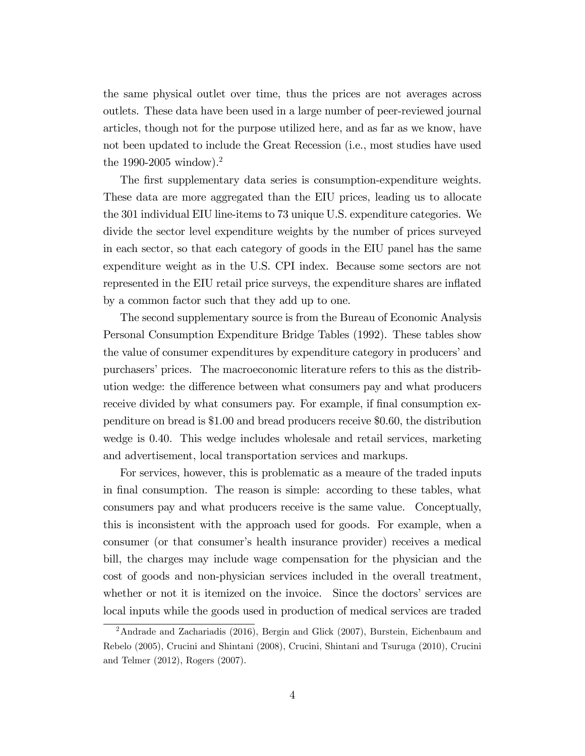the same physical outlet over time, thus the prices are not averages across outlets. These data have been used in a large number of peer-reviewed journal articles, though not for the purpose utilized here, and as far as we know, have not been updated to include the Great Recession (i.e., most studies have used the 1990-2005 window).[2]

The first supplementary data series is consumption-expenditure weights. These data are more aggregated than the EIU prices, leading us to allocate the 301 individual EIU line-items to 73 unique U.S. expenditure categories. We divide the sector level expenditure weights by the number of prices surveyed in each sector, so that each category of goods in the EIU panel has the same expenditure weight as in the U.S. CPI index. Because some sectors are not represented in the EIU retail price surveys, the expenditure shares are inflated by a common factor such that they add up to one.

The second supplementary source is from the Bureau of Economic Analysis Personal Consumption Expenditure Bridge Tables (1992). These tables show the value of consumer expenditures by expenditure category in producers' and purchasers' prices. The macroeconomic literature refers to this as the distribution wedge: the difference between what consumers pay and what producers receive divided by what consumers pay. For example, if final consumption expenditure on bread is \$1.00 and bread producers receive \$0.60, the distribution wedge is 0.40. This wedge includes wholesale and retail services, marketing and advertisement, local transportation services and markups.

For services, however, this is problematic as a meaure of the traded inputs in final consumption. The reason is simple: according to these tables, what consumers pay and what producers receive is the same value. Conceptually, this is inconsistent with the approach used for goods. For example, when a consumer (or that consumer's health insurance provider) receives a medical bill, the charges may include wage compensation for the physician and the cost of goods and non-physician services included in the overall treatment, whether or not it is itemized on the invoice. Since the doctors' services are local inputs while the goods used in production of medical services are traded

[2] Andrade and Zachariadis (2016), Bergin and Glick (2007), Burstein, Eichenbaum and Rebelo (2005), Crucini and Shintani (2008), Crucini, Shintani and Tsuruga (2010), Crucini and Telmer (2012), Rogers (2007).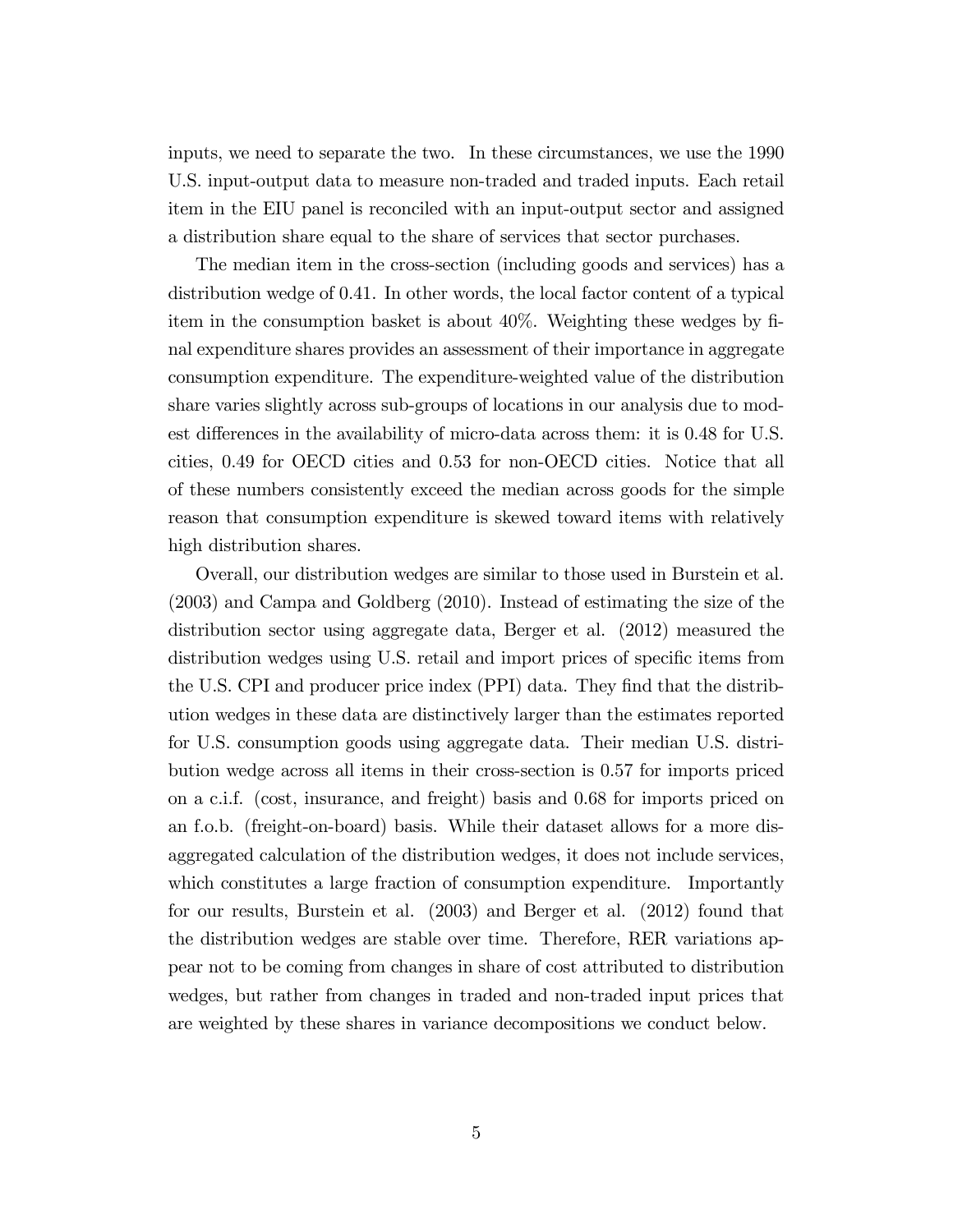inputs, we need to separate the two. In these circumstances, we use the 1990 U.S. input-output data to measure non-traded and traded inputs. Each retail item in the EIU panel is reconciled with an input-output sector and assigned a distribution share equal to the share of services that sector purchases.

The median item in the cross-section (including goods and services) has a distribution wedge of 0.41. In other words, the local factor content of a typical item in the consumption basket is about 40%. Weighting these wedges by final expenditure shares provides an assessment of their importance in aggregate consumption expenditure. The expenditure-weighted value of the distribution share varies slightly across sub-groups of locations in our analysis due to modest differences in the availability of micro-data across them: it is 0.48 for U.S. cities, 0.49 for OECD cities and 0.53 for non-OECD cities. Notice that all of these numbers consistently exceed the median across goods for the simple reason that consumption expenditure is skewed toward items with relatively high distribution shares.

Overall, our distribution wedges are similar to those used in Burstein et al. (2003) and Campa and Goldberg (2010). Instead of estimating the size of the distribution sector using aggregate data, Berger et al. (2012) measured the distribution wedges using U.S. retail and import prices of specific items from the U.S. CPI and producer price index (PPI) data. They find that the distribution wedges in these data are distinctively larger than the estimates reported for U.S. consumption goods using aggregate data. Their median U.S. distribution wedge across all items in their cross-section is 0.57 for imports priced on a c.i.f. (cost, insurance, and freight) basis and 0.68 for imports priced on an f.o.b. (freight-on-board) basis. While their dataset allows for a more disaggregated calculation of the distribution wedges, it does not include services, which constitutes a large fraction of consumption expenditure. Importantly for our results, Burstein et al. (2003) and Berger et al. (2012) found that the distribution wedges are stable over time. Therefore, RER variations appear not to be coming from changes in share of cost attributed to distribution wedges, but rather from changes in traded and non-traded input prices that are weighted by these shares in variance decompositions we conduct below.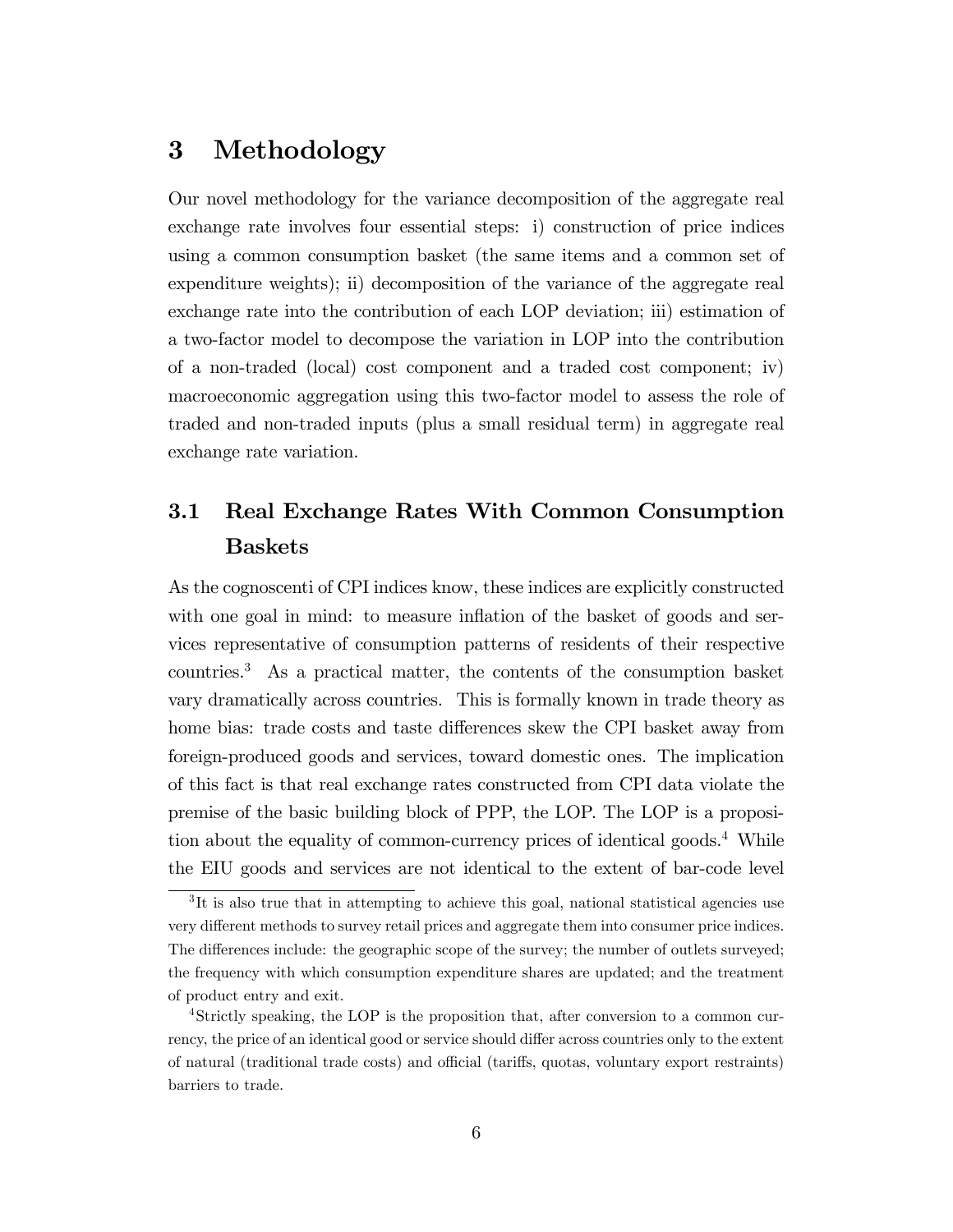# 3 Methodology

Our novel methodology for the variance decomposition of the aggregate real exchange rate involves four essential steps: i) construction of price indices using a common consumption basket (the same items and a common set of expenditure weights); ii) decomposition of the variance of the aggregate real exchange rate into the contribution of each LOP deviation; iii) estimation of a two-factor model to decompose the variation in LOP into the contribution of a non-traded (local) cost component and a traded cost component; iv) macroeconomic aggregation using this two-factor model to assess the role of traded and non-traded inputs (plus a small residual term) in aggregate real exchange rate variation.

## 3.1 Real Exchange Rates With Common Consumption Baskets

As the cognoscenti of CPI indices know, these indices are explicitly constructed with one goal in mind: to measure inflation of the basket of goods and services representative of consumption patterns of residents of their respective countries.[3] As a practical matter, the contents of the consumption basket vary dramatically across countries. This is formally known in trade theory as home bias: trade costs and taste differences skew the CPI basket away from foreign-produced goods and services, toward domestic ones. The implication of this fact is that real exchange rates constructed from CPI data violate the premise of the basic building block of PPP, the LOP. The LOP is a proposition about the equality of common-currency prices of identical goods.[4] While the EIU goods and services are not identical to the extent of bar-code level

[3] It is also true that in attempting to achieve this goal, national statistical agencies use very different methods to survey retail prices and aggregate them into consumer price indices. The differences include: the geographic scope of the survey; the number of outlets surveyed; the frequency with which consumption expenditure shares are updated; and the treatment of product entry and exit.

[4] Strictly speaking, the LOP is the proposition that, after conversion to a common currency, the price of an identical good or service should differ across countries only to the extent of natural (traditional trade costs) and official (tariffs, quotas, voluntary export restraints) barriers to trade.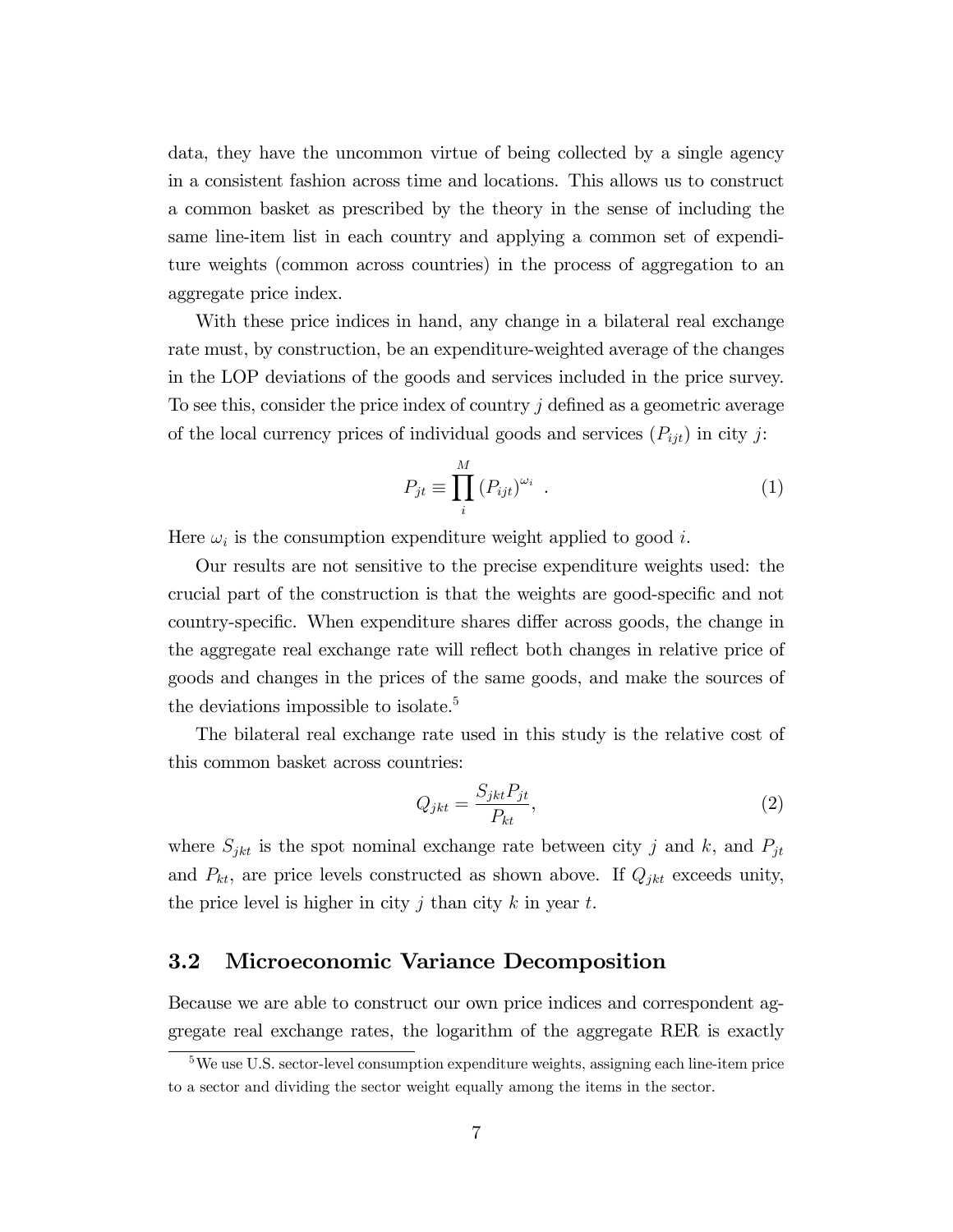data, they have the uncommon virtue of being collected by a single agency in a consistent fashion across time and locations. This allows us to construct a common basket as prescribed by the theory in the sense of including the same line-item list in each country and applying a common set of expenditure weights (common across countries) in the process of aggregation to an aggregate price index.

With these price indices in hand, any change in a bilateral real exchange rate must, by construction, be an expenditure-weighted average of the changes in the LOP deviations of the goods and services included in the price survey. To see this, consider the price index of country $j$ defined as a geometric average of the local currency prices of individual goods and services ($P_{ijt}$) in city $j$:

$$P_{jt} \equiv \prod_{i}^{M} (P_{ijt})^{\omega_i} \quad . \tag{1}$$

Here $\omega_i$ is the consumption expenditure weight applied to good $i$.

Our results are not sensitive to the precise expenditure weights used: the crucial part of the construction is that the weights are good-specific and not country-specific. When expenditure shares differ across goods, the change in the aggregate real exchange rate will reflect both changes in relative price of goods and changes in the prices of the same goods, and make the sources of the deviations impossible to isolate.[5]

The bilateral real exchange rate used in this study is the relative cost of this common basket across countries:

$$Q_{jkt} = \frac{S_{jkt} P_{jt}}{P_{kt}}, \tag{2}$$

where $S_{jkt}$ is the spot nominal exchange rate between city $j$ and $k$, and $P_{jt}$ and $P_{kt}$, are price levels constructed as shown above. If $Q_{jkt}$ exceeds unity, the price level is higher in city $j$ than city $k$ in year $t$.

## 3.2 Microeconomic Variance Decomposition

Because we are able to construct our own price indices and correspondent aggregate real exchange rates, the logarithm of the aggregate RER is exactly

[5] We use U.S. sector-level consumption expenditure weights, assigning each line-item price to a sector and dividing the sector weight equally among the items in the sector.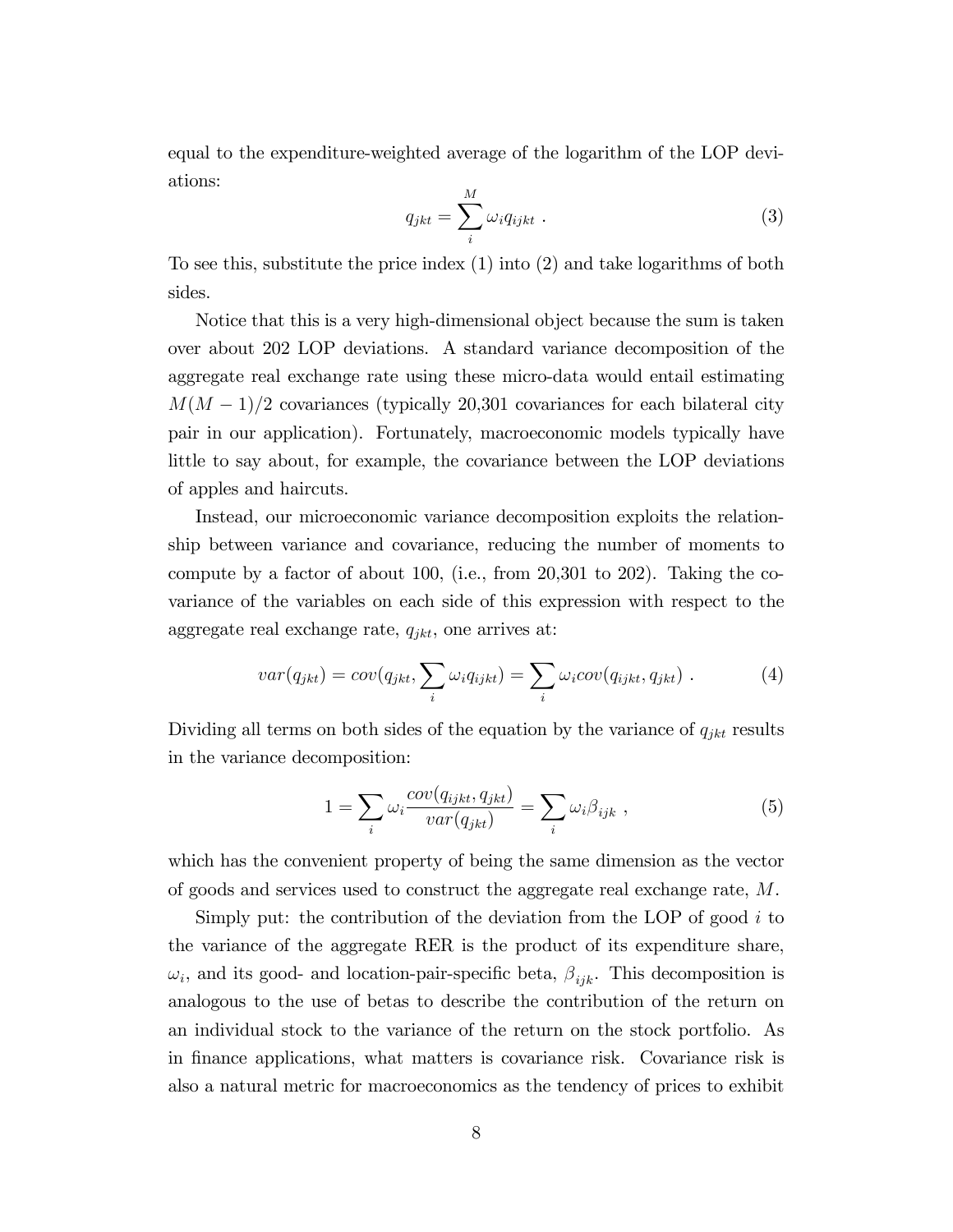equal to the expenditure-weighted average of the logarithm of the LOP deviations:

$$q_{jkt} = \sum_{i}^{M} \omega_i q_{ijkt} \ . \tag{3}$$

To see this, substitute the price index (1) into (2) and take logarithms of both sides.

Notice that this is a very high-dimensional object because the sum is taken over about 202 LOP deviations. A standard variance decomposition of the aggregate real exchange rate using these micro-data would entail estimating $M(M-1)/2$ covariances (typically 20,301 covariances for each bilateral city pair in our application). Fortunately, macroeconomic models typically have little to say about, for example, the covariance between the LOP deviations of apples and haircuts.

Instead, our microeconomic variance decomposition exploits the relationship between variance and covariance, reducing the number of moments to compute by a factor of about 100, (i.e., from 20,301 to 202). Taking the covariance of the variables on each side of this expression with respect to the aggregate real exchange rate, $q_{jkt}$, one arrives at:

$$var(q_{jkt}) = cov(q_{jkt}, \sum_i \omega_i q_{ijkt}) = \sum_i \omega_i cov(q_{ijkt}, q_{jkt}) \ . \tag{4}$$

Dividing all terms on both sides of the equation by the variance of $q_{jkt}$ results in the variance decomposition:

$$1 = \sum_i \omega_i \frac{cov(q_{ijkt}, q_{jkt})}{var(q_{jkt})} = \sum_i \omega_i \beta_{ijk} \ , \tag{5}$$

which has the convenient property of being the same dimension as the vector of goods and services used to construct the aggregate real exchange rate, $M$.

Simply put: the contribution of the deviation from the LOP of good $i$ to the variance of the aggregate RER is the product of its expenditure share, $\omega_i$, and its good- and location-pair-specific beta, $\beta_{ijk}$. This decomposition is analogous to the use of betas to describe the contribution of the return on an individual stock to the variance of the return on the stock portfolio. As in finance applications, what matters is covariance risk. Covariance risk is also a natural metric for macroeconomics as the tendency of prices to exhibit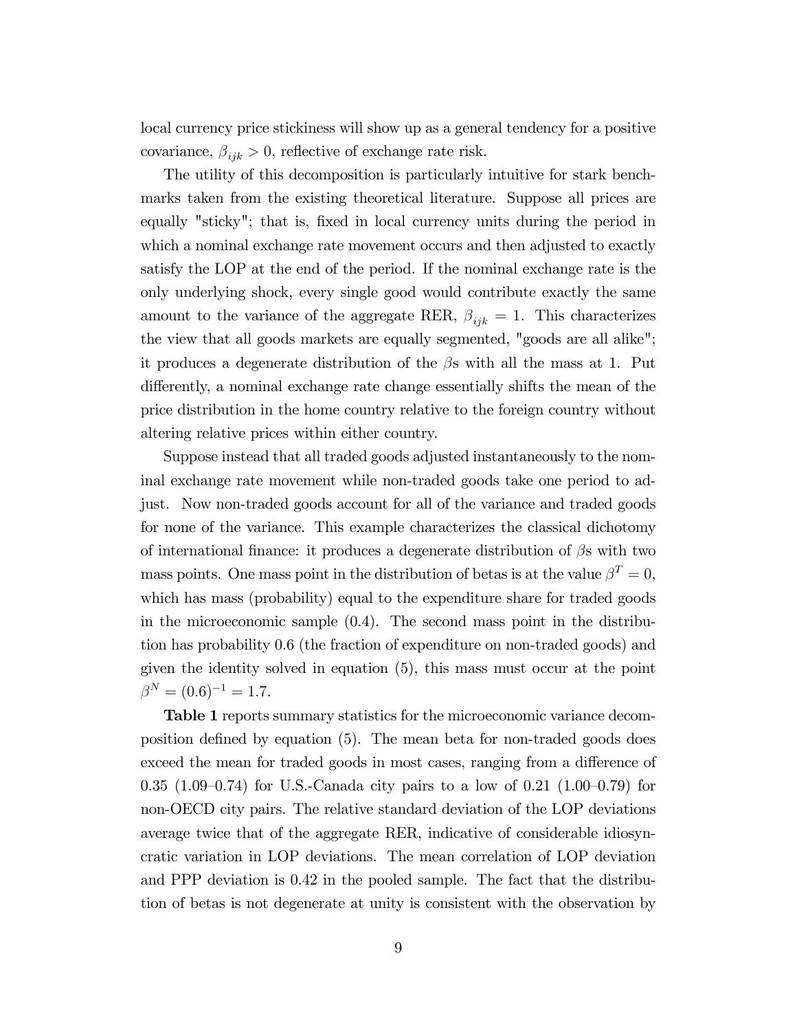local currency price stickiness will show up as a general tendency for a positive covariance, $\beta_{ijk} > 0$, reflective of exchange rate risk.

The utility of this decomposition is particularly intuitive for stark benchmarks taken from the existing theoretical literature. Suppose all prices are equally "sticky"; that is, fixed in local currency units during the period in which a nominal exchange rate movement occurs and then adjusted to exactly satisfy the LOP at the end of the period. If the nominal exchange rate is the only underlying shock, every single good would contribute exactly the same amount to the variance of the aggregate RER, $\beta_{ijk} = 1$. This characterizes the view that all goods markets are equally segmented, "goods are all alike"; it produces a degenerate distribution of the $\beta$s with all the mass at 1. Put differently, a nominal exchange rate change essentially shifts the mean of the price distribution in the home country relative to the foreign country without altering relative prices within either country.

Suppose instead that all traded goods adjusted instantaneously to the nominal exchange rate movement while non-traded goods take one period to adjust. Now non-traded goods account for all of the variance and traded goods for none of the variance. This example characterizes the classical dichotomy of international finance: it produces a degenerate distribution of $\beta$s with two mass points. One mass point in the distribution of betas is at the value $\beta^T = 0$, which has mass (probability) equal to the expenditure share for traded goods in the microeconomic sample (0.4). The second mass point in the distribution has probability 0.6 (the fraction of expenditure on non-traded goods) and given the identity solved in equation (5), this mass must occur at the point $\beta^N = (0.6)^{-1} = 1.7$.

**Table 1** reports summary statistics for the microeconomic variance decomposition defined by equation (5). The mean beta for non-traded goods does exceed the mean for traded goods in most cases, ranging from a difference of 0.35 (1.09–0.74) for U.S.-Canada city pairs to a low of 0.21 (1.00–0.79) for non-OECD city pairs. The relative standard deviation of the LOP deviations average twice that of the aggregate RER, indicative of considerable idiosyncratic variation in LOP deviations. The mean correlation of LOP deviation and PPP deviation is 0.42 in the pooled sample. The fact that the distribution of betas is not degenerate at unity is consistent with the observation by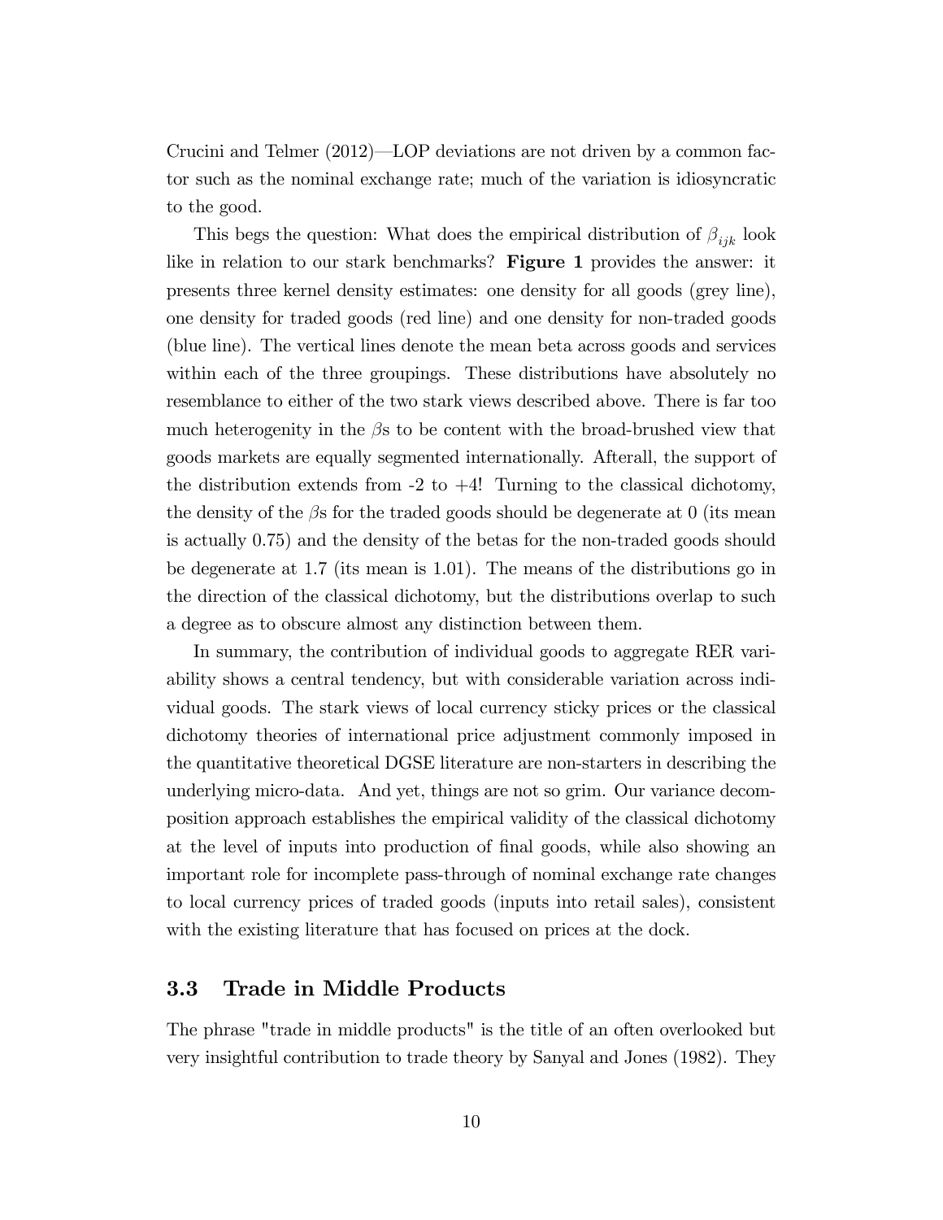Crucini and Telmer (2012)—LOP deviations are not driven by a common factor such as the nominal exchange rate; much of the variation is idiosyncratic to the good.

This begs the question: What does the empirical distribution of $\beta_{ijk}$ look like in relation to our stark benchmarks? **Figure 1** provides the answer: it presents three kernel density estimates: one density for all goods (grey line), one density for traded goods (red line) and one density for non-traded goods (blue line). The vertical lines denote the mean beta across goods and services within each of the three groupings. These distributions have absolutely no resemblance to either of the two stark views described above. There is far too much heterogenity in the $\beta$s to be content with the broad-brushed view that goods markets are equally segmented internationally. Afterall, the support of the distribution extends from -2 to +4! Turning to the classical dichotomy, the density of the $\beta$s for the traded goods should be degenerate at 0 (its mean is actually 0.75) and the density of the betas for the non-traded goods should be degenerate at 1.7 (its mean is 1.01). The means of the distributions go in the direction of the classical dichotomy, but the distributions overlap to such a degree as to obscure almost any distinction between them.

In summary, the contribution of individual goods to aggregate RER variability shows a central tendency, but with considerable variation across individual goods. The stark views of local currency sticky prices or the classical dichotomy theories of international price adjustment commonly imposed in the quantitative theoretical DGSE literature are non-starters in describing the underlying micro-data. And yet, things are not so grim. Our variance decomposition approach establishes the empirical validity of the classical dichotomy at the level of inputs into production of final goods, while also showing an important role for incomplete pass-through of nominal exchange rate changes to local currency prices of traded goods (inputs into retail sales), consistent with the existing literature that has focused on prices at the dock.

## 3.3 Trade in Middle Products

The phrase "trade in middle products" is the title of an often overlooked but very insightful contribution to trade theory by Sanyal and Jones (1982). They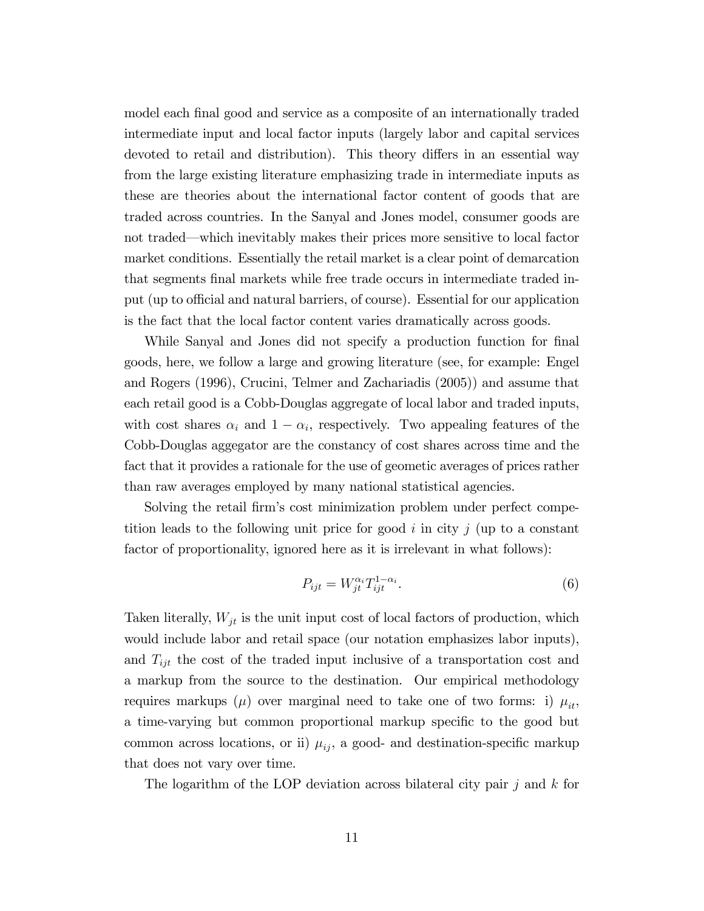model each final good and service as a composite of an internationally traded intermediate input and local factor inputs (largely labor and capital services devoted to retail and distribution). This theory differs in an essential way from the large existing literature emphasizing trade in intermediate inputs as these are theories about the international factor content of goods that are traded across countries. In the Sanyal and Jones model, consumer goods are not traded—which inevitably makes their prices more sensitive to local factor market conditions. Essentially the retail market is a clear point of demarcation that segments final markets while free trade occurs in intermediate traded input (up to official and natural barriers, of course). Essential for our application is the fact that the local factor content varies dramatically across goods.

While Sanyal and Jones did not specify a production function for final goods, here, we follow a large and growing literature (see, for example: Engel and Rogers (1996), Crucini, Telmer and Zachariadis (2005)) and assume that each retail good is a Cobb-Douglas aggregate of local labor and traded inputs, with cost shares $\alpha_i$ and $1 - \alpha_i$, respectively. Two appealing features of the Cobb-Douglas aggegator are the constancy of cost shares across time and the fact that it provides a rationale for the use of geometic averages of prices rather than raw averages employed by many national statistical agencies.

Solving the retail firm's cost minimization problem under perfect competition leads to the following unit price for good $i$ in city $j$ (up to a constant factor of proportionality, ignored here as it is irrelevant in what follows):

$$P_{ijt} = W_{jt}^{\alpha_i} T_{ijt}^{1-\alpha_i}. \tag{6}$$

Taken literally, $W_{jt}$ is the unit input cost of local factors of production, which would include labor and retail space (our notation emphasizes labor inputs), and $T_{ijt}$ the cost of the traded input inclusive of a transportation cost and a markup from the source to the destination. Our empirical methodology requires markups ($\mu$) over marginal need to take one of two forms: i) $\mu_{it}$, a time-varying but common proportional markup specific to the good but common across locations, or ii) $\mu_{ij}$, a good- and destination-specific markup that does not vary over time.

The logarithm of the LOP deviation across bilateral city pair $j$ and $k$ for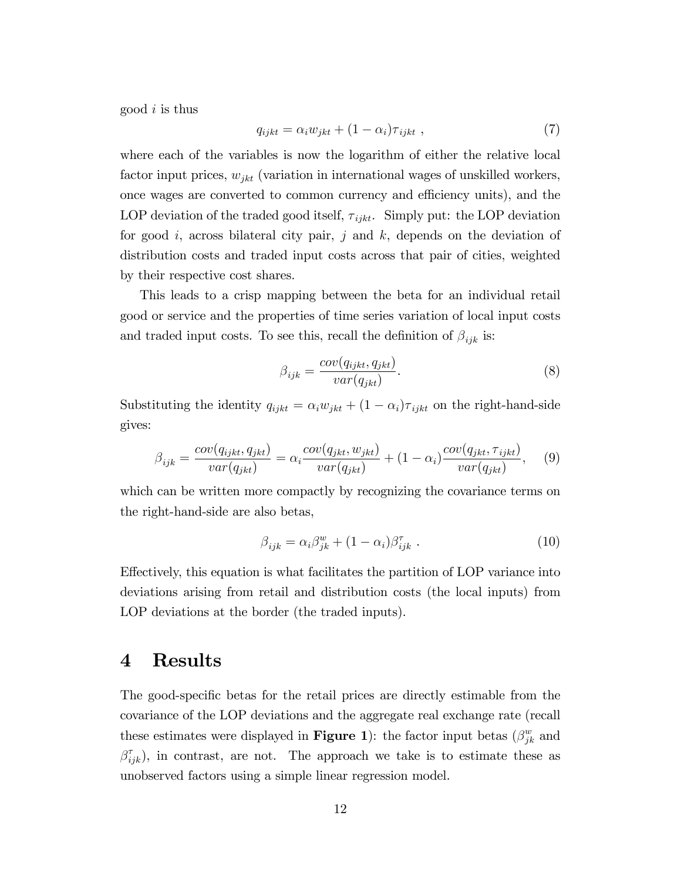good $i$ is thus

$$q_{ijkt} = \alpha_i w_{jkt} + (1 - \alpha_i)\tau_{ijkt} \ , \tag{7}$$

where each of the variables is now the logarithm of either the relative local factor input prices, $w_{jkt}$ (variation in international wages of unskilled workers, once wages are converted to common currency and efficiency units), and the LOP deviation of the traded good itself, $\tau_{ijkt}$. Simply put: the LOP deviation for good $i$, across bilateral city pair, $j$ and $k$, depends on the deviation of distribution costs and traded input costs across that pair of cities, weighted by their respective cost shares.

This leads to a crisp mapping between the beta for an individual retail good or service and the properties of time series variation of local input costs and traded input costs. To see this, recall the definition of $\beta_{ijk}$ is:

$$\beta_{ijk} = \frac{cov(q_{ijkt}, q_{jkt})}{var(q_{jkt})}. \tag{8}$$

Substituting the identity $q_{ijkt} = \alpha_i w_{jkt} + (1 - \alpha_i)\tau_{ijkt}$ on the right-hand-side gives:

$$\beta_{ijk} = \frac{cov(q_{ijkt}, q_{jkt})}{var(q_{jkt})} = \alpha_i \frac{cov(q_{jkt}, w_{jkt})}{var(q_{jkt})} + (1 - \alpha_i)\frac{cov(q_{jkt}, \tau_{ijkt})}{var(q_{jkt})}, \tag{9}$$

which can be written more compactly by recognizing the covariance terms on the right-hand-side are also betas,

$$\beta_{ijk} = \alpha_i \beta^w_{jk} + (1 - \alpha_i)\beta^\tau_{ijk} \ . \tag{10}$$

Effectively, this equation is what facilitates the partition of LOP variance into deviations arising from retail and distribution costs (the local inputs) from LOP deviations at the border (the traded inputs).

# 4 Results

The good-specific betas for the retail prices are directly estimable from the covariance of the LOP deviations and the aggregate real exchange rate (recall these estimates were displayed in **Figure 1**): the factor input betas ($\beta^w_{jk}$ and $\beta^\tau_{ijk}$), in contrast, are not. The approach we take is to estimate these as unobserved factors using a simple linear regression model.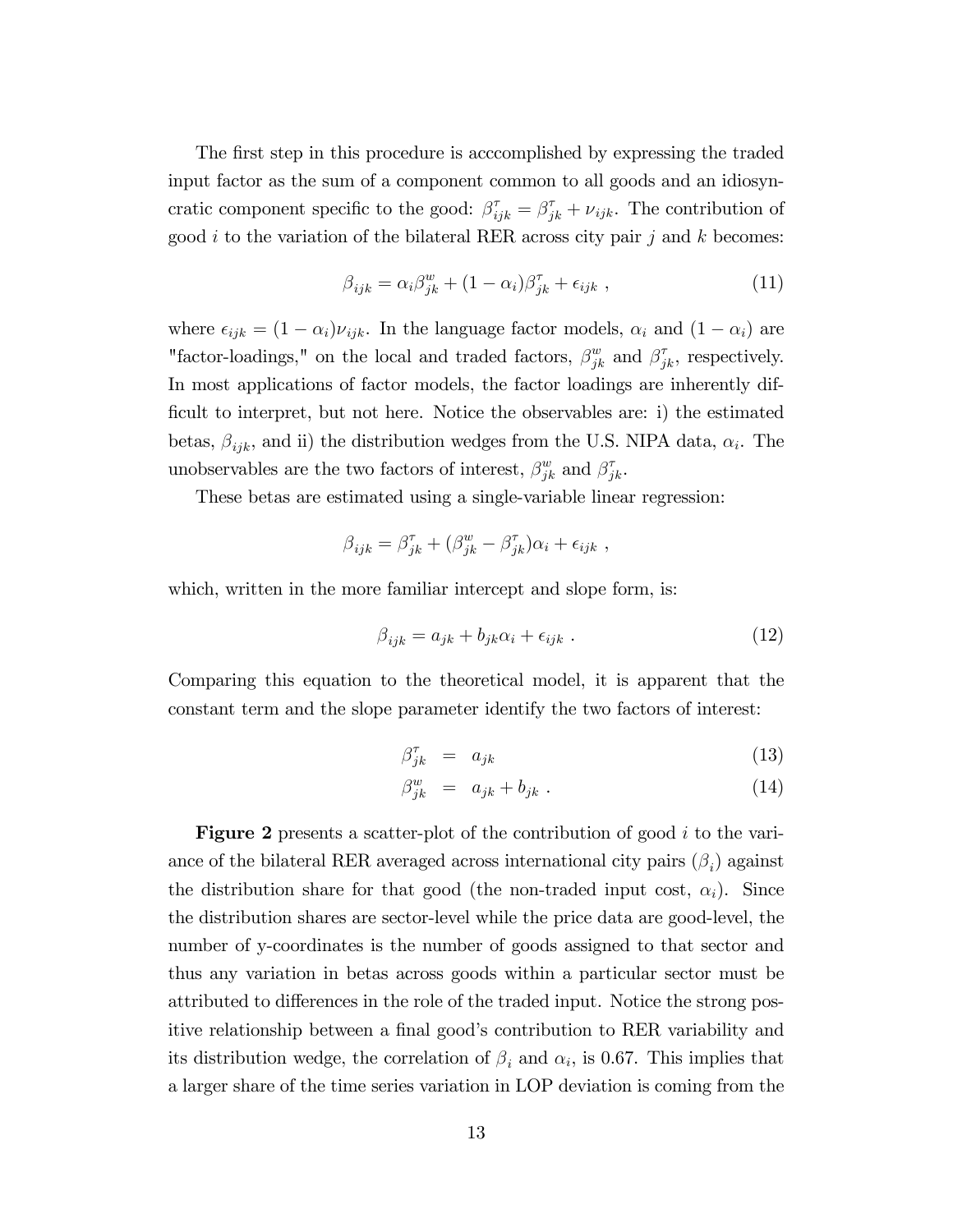The first step in this procedure is acccomplished by expressing the traded input factor as the sum of a component common to all goods and an idiosyncratic component specific to the good: $\beta^{\tau}_{ijk} = \beta^{\tau}_{jk} + \nu_{ijk}$. The contribution of good $i$ to the variation of the bilateral RER across city pair $j$ and $k$ becomes:

$$\beta_{ijk} = \alpha_i \beta^{w}_{jk} + (1 - \alpha_i)\beta^{\tau}_{jk} + \epsilon_{ijk} \ , \tag{11}$$

where $\epsilon_{ijk} = (1 - \alpha_i)\nu_{ijk}$. In the language factor models, $\alpha_i$ and $(1 - \alpha_i)$ are "factor-loadings," on the local and traded factors, $\beta^{w}_{jk}$ and $\beta^{\tau}_{jk}$, respectively. In most applications of factor models, the factor loadings are inherently difficult to interpret, but not here. Notice the observables are: i) the estimated betas, $\beta_{ijk}$, and ii) the distribution wedges from the U.S. NIPA data, $\alpha_i$. The unobservables are the two factors of interest, $\beta^{w}_{jk}$ and $\beta^{\tau}_{jk}$.

These betas are estimated using a single-variable linear regression:

$$\beta_{ijk} = \beta^{\tau}_{jk} + (\beta^{w}_{jk} - \beta^{\tau}_{jk})\alpha_i + \epsilon_{ijk} \ ,$$

which, written in the more familiar intercept and slope form, is:

$$\beta_{ijk} = a_{jk} + b_{jk}\alpha_i + \epsilon_{ijk} \ . \tag{12}$$

Comparing this equation to the theoretical model, it is apparent that the constant term and the slope parameter identify the two factors of interest:

$$\beta^{\tau}_{jk} = a_{jk} \tag{13}$$

$$\beta^{w}_{jk} = a_{jk} + b_{jk} \ . \tag{14}$$

**Figure 2** presents a scatter-plot of the contribution of good $i$ to the variance of the bilateral RER averaged across international city pairs $(\beta_i)$ against the distribution share for that good (the non-traded input cost, $\alpha_i$). Since the distribution shares are sector-level while the price data are good-level, the number of y-coordinates is the number of goods assigned to that sector and thus any variation in betas across goods within a particular sector must be attributed to differences in the role of the traded input. Notice the strong positive relationship between a final good's contribution to RER variability and its distribution wedge, the correlation of $\beta_i$ and $\alpha_i$, is 0.67. This implies that a larger share of the time series variation in LOP deviation is coming from the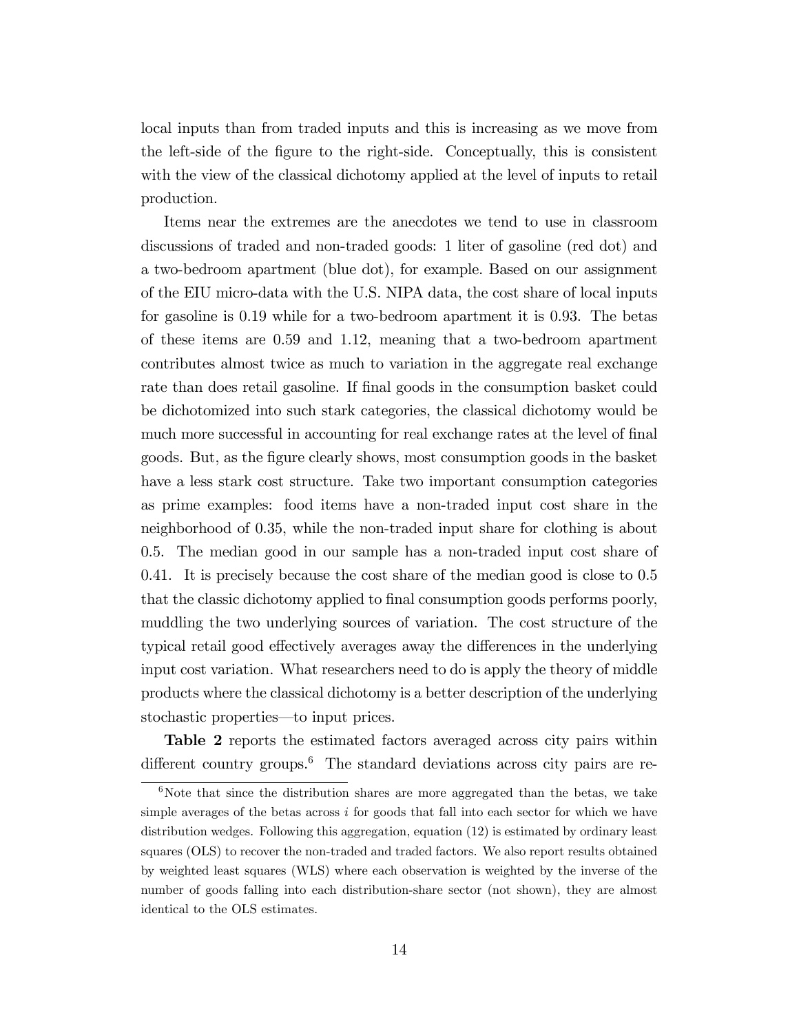local inputs than from traded inputs and this is increasing as we move from the left-side of the figure to the right-side. Conceptually, this is consistent with the view of the classical dichotomy applied at the level of inputs to retail production.

Items near the extremes are the anecdotes we tend to use in classroom discussions of traded and non-traded goods: 1 liter of gasoline (red dot) and a two-bedroom apartment (blue dot), for example. Based on our assignment of the EIU micro-data with the U.S. NIPA data, the cost share of local inputs for gasoline is 0.19 while for a two-bedroom apartment it is 0.93. The betas of these items are 0.59 and 1.12, meaning that a two-bedroom apartment contributes almost twice as much to variation in the aggregate real exchange rate than does retail gasoline. If final goods in the consumption basket could be dichotomized into such stark categories, the classical dichotomy would be much more successful in accounting for real exchange rates at the level of final goods. But, as the figure clearly shows, most consumption goods in the basket have a less stark cost structure. Take two important consumption categories as prime examples: food items have a non-traded input cost share in the neighborhood of 0.35, while the non-traded input share for clothing is about 0.5. The median good in our sample has a non-traded input cost share of 0.41. It is precisely because the cost share of the median good is close to 0.5 that the classic dichotomy applied to final consumption goods performs poorly, muddling the two underlying sources of variation. The cost structure of the typical retail good effectively averages away the differences in the underlying input cost variation. What researchers need to do is apply the theory of middle products where the classical dichotomy is a better description of the underlying stochastic properties—to input prices.

**Table 2** reports the estimated factors averaged across city pairs within different country groups.[6] The standard deviations across city pairs are re-

[6] Note that since the distribution shares are more aggregated than the betas, we take simple averages of the betas across $i$ for goods that fall into each sector for which we have distribution wedges. Following this aggregation, equation (12) is estimated by ordinary least squares (OLS) to recover the non-traded and traded factors. We also report results obtained by weighted least squares (WLS) where each observation is weighted by the inverse of the number of goods falling into each distribution-share sector (not shown), they are almost identical to the OLS estimates.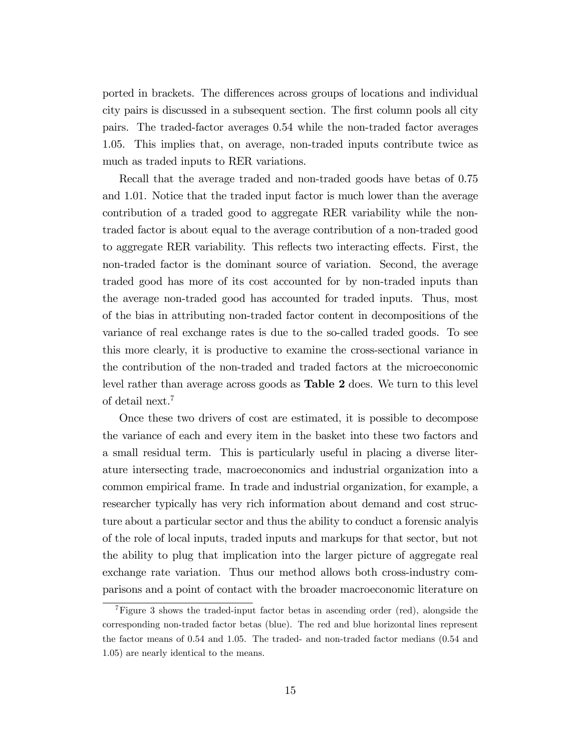ported in brackets. The differences across groups of locations and individual city pairs is discussed in a subsequent section. The first column pools all city pairs. The traded-factor averages 0.54 while the non-traded factor averages 1.05. This implies that, on average, non-traded inputs contribute twice as much as traded inputs to RER variations.

Recall that the average traded and non-traded goods have betas of 0.75 and 1.01. Notice that the traded input factor is much lower than the average contribution of a traded good to aggregate RER variability while the non-traded factor is about equal to the average contribution of a non-traded good to aggregate RER variability. This reflects two interacting effects. First, the non-traded factor is the dominant source of variation. Second, the average traded good has more of its cost accounted for by non-traded inputs than the average non-traded good has accounted for traded inputs. Thus, most of the bias in attributing non-traded factor content in decompositions of the variance of real exchange rates is due to the so-called traded goods. To see this more clearly, it is productive to examine the cross-sectional variance in the contribution of the non-traded and traded factors at the microeconomic level rather than average across goods as **Table 2** does. We turn to this level of detail next.[7]

Once these two drivers of cost are estimated, it is possible to decompose the variance of each and every item in the basket into these two factors and a small residual term. This is particularly useful in placing a diverse literature intersecting trade, macroeconomics and industrial organization into a common empirical frame. In trade and industrial organization, for example, a researcher typically has very rich information about demand and cost structure about a particular sector and thus the ability to conduct a forensic analyis of the role of local inputs, traded inputs and markups for that sector, but not the ability to plug that implication into the larger picture of aggregate real exchange rate variation. Thus our method allows both cross-industry comparisons and a point of contact with the broader macroeconomic literature on

[7] Figure 3 shows the traded-input factor betas in ascending order (red), alongside the corresponding non-traded factor betas (blue). The red and blue horizontal lines represent the factor means of 0.54 and 1.05. The traded- and non-traded factor medians (0.54 and 1.05) are nearly identical to the means.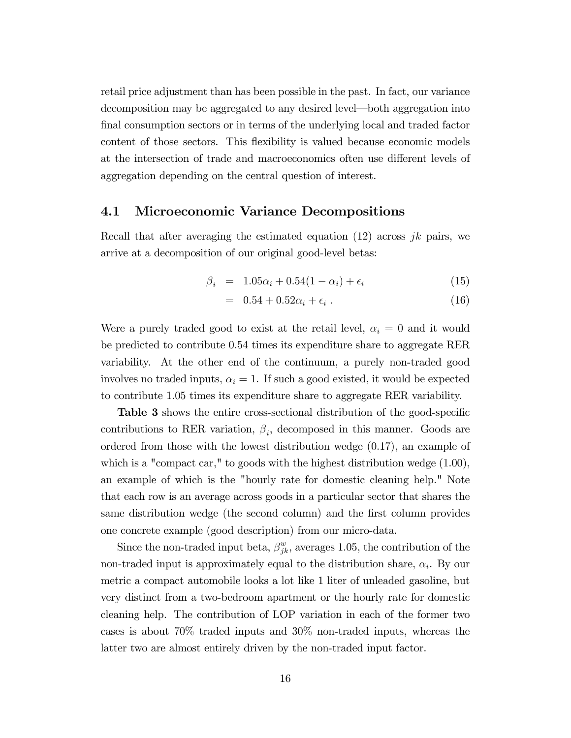retail price adjustment than has been possible in the past. In fact, our variance decomposition may be aggregated to any desired level—both aggregation into final consumption sectors or in terms of the underlying local and traded factor content of those sectors. This flexibility is valued because economic models at the intersection of trade and macroeconomics often use different levels of aggregation depending on the central question of interest.

## 4.1 Microeconomic Variance Decompositions

Recall that after averaging the estimated equation (12) across $jk$ pairs, we arrive at a decomposition of our original good-level betas:

$$
\begin{aligned}
\beta_i &= 1.05\alpha_i + 0.54(1-\alpha_i) + \epsilon_i \qquad (15)\\
&= 0.54 + 0.52\alpha_i + \epsilon_i \; . \qquad (16)
\end{aligned}
$$

Were a purely traded good to exist at the retail level, $\alpha_i = 0$ and it would be predicted to contribute 0.54 times its expenditure share to aggregate RER variability. At the other end of the continuum, a purely non-traded good involves no traded inputs, $\alpha_i = 1$. If such a good existed, it would be expected to contribute 1.05 times its expenditure share to aggregate RER variability.

**Table 3** shows the entire cross-sectional distribution of the good-specific contributions to RER variation, $\beta_i$, decomposed in this manner. Goods are ordered from those with the lowest distribution wedge (0.17), an example of which is a "compact car," to goods with the highest distribution wedge (1.00), an example of which is the "hourly rate for domestic cleaning help." Note that each row is an average across goods in a particular sector that shares the same distribution wedge (the second column) and the first column provides one concrete example (good description) from our micro-data.

Since the non-traded input beta, $\beta^w_{jk}$, averages 1.05, the contribution of the non-traded input is approximately equal to the distribution share, $\alpha_i$. By our metric a compact automobile looks a lot like 1 liter of unleaded gasoline, but very distinct from a two-bedroom apartment or the hourly rate for domestic cleaning help. The contribution of LOP variation in each of the former two cases is about 70% traded inputs and 30% non-traded inputs, whereas the latter two are almost entirely driven by the non-traded input factor.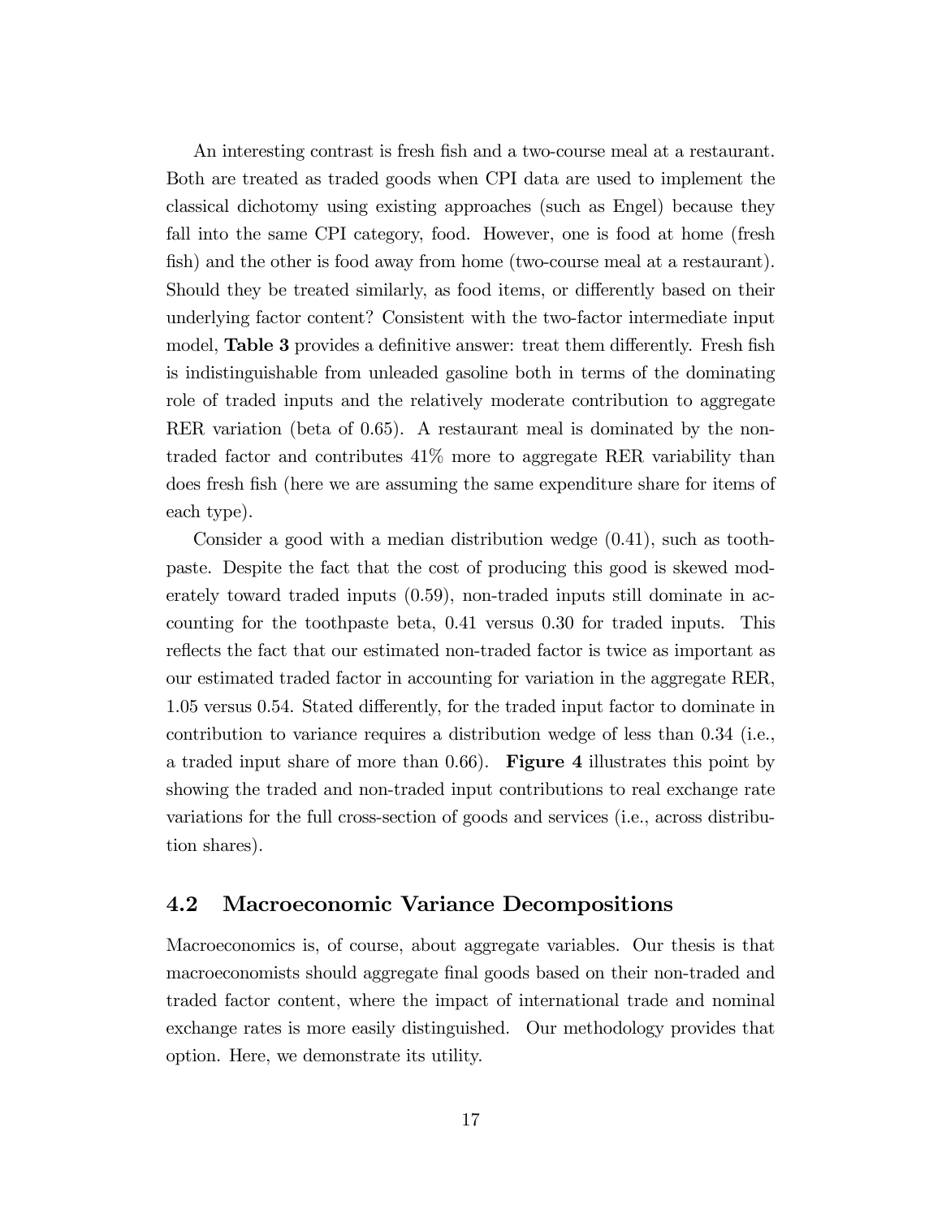An interesting contrast is fresh fish and a two-course meal at a restaurant. Both are treated as traded goods when CPI data are used to implement the classical dichotomy using existing approaches (such as Engel) because they fall into the same CPI category, food. However, one is food at home (fresh fish) and the other is food away from home (two-course meal at a restaurant). Should they be treated similarly, as food items, or differently based on their underlying factor content? Consistent with the two-factor intermediate input model, **Table 3** provides a definitive answer: treat them differently. Fresh fish is indistinguishable from unleaded gasoline both in terms of the dominating role of traded inputs and the relatively moderate contribution to aggregate RER variation (beta of 0.65). A restaurant meal is dominated by the non-traded factor and contributes 41% more to aggregate RER variability than does fresh fish (here we are assuming the same expenditure share for items of each type).

Consider a good with a median distribution wedge (0.41), such as toothpaste. Despite the fact that the cost of producing this good is skewed moderately toward traded inputs (0.59), non-traded inputs still dominate in accounting for the toothpaste beta, 0.41 versus 0.30 for traded inputs. This reflects the fact that our estimated non-traded factor is twice as important as our estimated traded factor in accounting for variation in the aggregate RER, 1.05 versus 0.54. Stated differently, for the traded input factor to dominate in contribution to variance requires a distribution wedge of less than 0.34 (i.e., a traded input share of more than 0.66). **Figure 4** illustrates this point by showing the traded and non-traded input contributions to real exchange rate variations for the full cross-section of goods and services (i.e., across distribution shares).

## 4.2 Macroeconomic Variance Decompositions

Macroeconomics is, of course, about aggregate variables. Our thesis is that macroeconomists should aggregate final goods based on their non-traded and traded factor content, where the impact of international trade and nominal exchange rates is more easily distinguished. Our methodology provides that option. Here, we demonstrate its utility.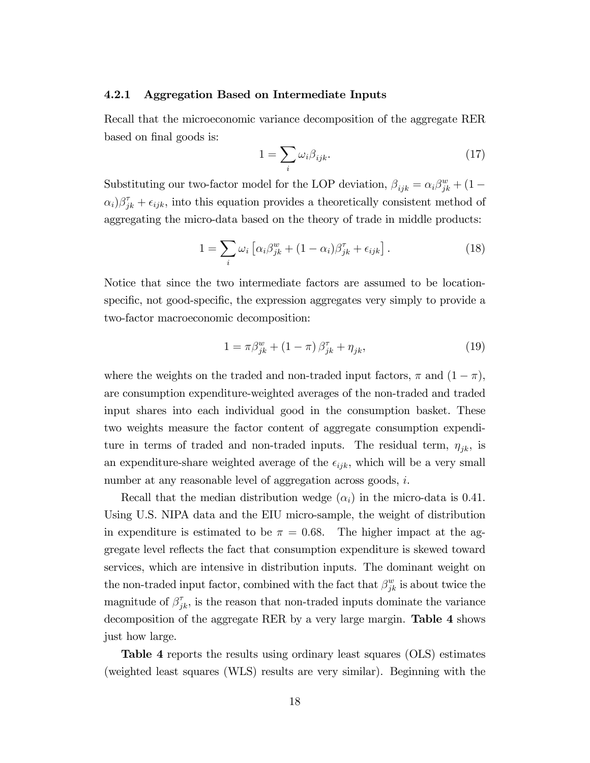### 4.2.1 Aggregation Based on Intermediate Inputs

Recall that the microeconomic variance decomposition of the aggregate RER based on final goods is:

$$1 = \sum_i \omega_i \beta_{ijk}. \tag{17}$$

Substituting our two-factor model for the LOP deviation, $\beta_{ijk} = \alpha_i \beta^w_{jk} + (1 - \alpha_i)\beta^\tau_{jk} + \epsilon_{ijk}$, into this equation provides a theoretically consistent method of aggregating the micro-data based on the theory of trade in middle products:

$$1 = \sum_i \omega_i \left[ \alpha_i \beta^w_{jk} + (1 - \alpha_i)\beta^\tau_{jk} + \epsilon_{ijk} \right]. \tag{18}$$

Notice that since the two intermediate factors are assumed to be location-specific, not good-specific, the expression aggregates very simply to provide a two-factor macroeconomic decomposition:

$$1 = \pi \beta^w_{jk} + (1 - \pi)\, \beta^\tau_{jk} + \eta_{jk}, \tag{19}$$

where the weights on the traded and non-traded input factors, $\pi$ and $(1 - \pi)$, are consumption expenditure-weighted averages of the non-traded and traded input shares into each individual good in the consumption basket. These two weights measure the factor content of aggregate consumption expenditure in terms of traded and non-traded inputs. The residual term, $\eta_{jk}$, is an expenditure-share weighted average of the $\epsilon_{ijk}$, which will be a very small number at any reasonable level of aggregation across goods, $i$.

Recall that the median distribution wedge ($\alpha_i$) in the micro-data is 0.41. Using U.S. NIPA data and the EIU micro-sample, the weight of distribution in expenditure is estimated to be $\pi = 0.68$. The higher impact at the aggregate level reflects the fact that consumption expenditure is skewed toward services, which are intensive in distribution inputs. The dominant weight on the non-traded input factor, combined with the fact that $\beta^w_{jk}$ is about twice the magnitude of $\beta^\tau_{jk}$, is the reason that non-traded inputs dominate the variance decomposition of the aggregate RER by a very large margin. **Table 4** shows just how large.

**Table 4** reports the results using ordinary least squares (OLS) estimates (weighted least squares (WLS) results are very similar). Beginning with the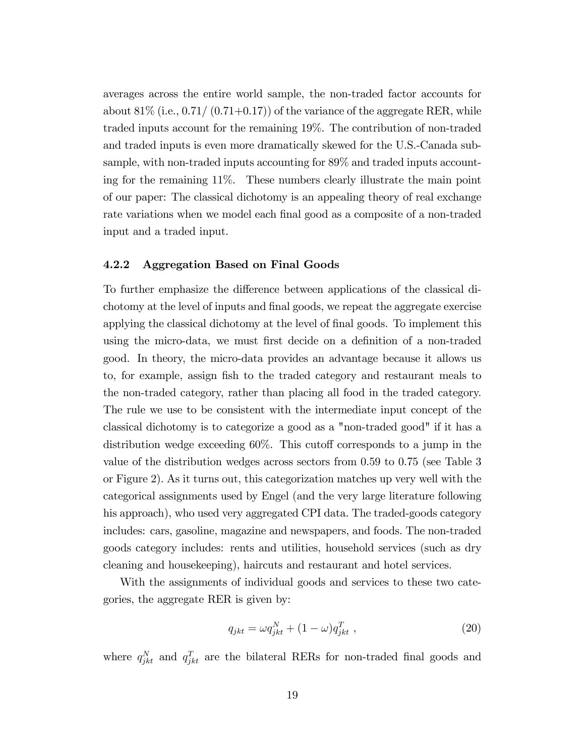averages across the entire world sample, the non-traded factor accounts for about 81% (i.e., 0.71/ (0.71+0.17)) of the variance of the aggregate RER, while traded inputs account for the remaining 19%. The contribution of non-traded and traded inputs is even more dramatically skewed for the U.S.-Canada subsample, with non-traded inputs accounting for 89% and traded inputs accounting for the remaining 11%. These numbers clearly illustrate the main point of our paper: The classical dichotomy is an appealing theory of real exchange rate variations when we model each final good as a composite of a non-traded input and a traded input.

### 4.2.2 Aggregation Based on Final Goods

To further emphasize the difference between applications of the classical dichotomy at the level of inputs and final goods, we repeat the aggregate exercise applying the classical dichotomy at the level of final goods. To implement this using the micro-data, we must first decide on a definition of a non-traded good. In theory, the micro-data provides an advantage because it allows us to, for example, assign fish to the traded category and restaurant meals to the non-traded category, rather than placing all food in the traded category. The rule we use to be consistent with the intermediate input concept of the classical dichotomy is to categorize a good as a "non-traded good" if it has a distribution wedge exceeding 60%. This cutoff corresponds to a jump in the value of the distribution wedges across sectors from 0.59 to 0.75 (see Table 3 or Figure 2). As it turns out, this categorization matches up very well with the categorical assignments used by Engel (and the very large literature following his approach), who used very aggregated CPI data. The traded-goods category includes: cars, gasoline, magazine and newspapers, and foods. The non-traded goods category includes: rents and utilities, household services (such as dry cleaning and housekeeping), haircuts and restaurant and hotel services.

With the assignments of individual goods and services to these two categories, the aggregate RER is given by:

$$q_{jkt} = \omega q_{jkt}^{N} + (1 - \omega) q_{jkt}^{T} \ , \tag{20}$$

where $q_{jkt}^{N}$ and $q_{jkt}^{T}$ are the bilateral RERs for non-traded final goods and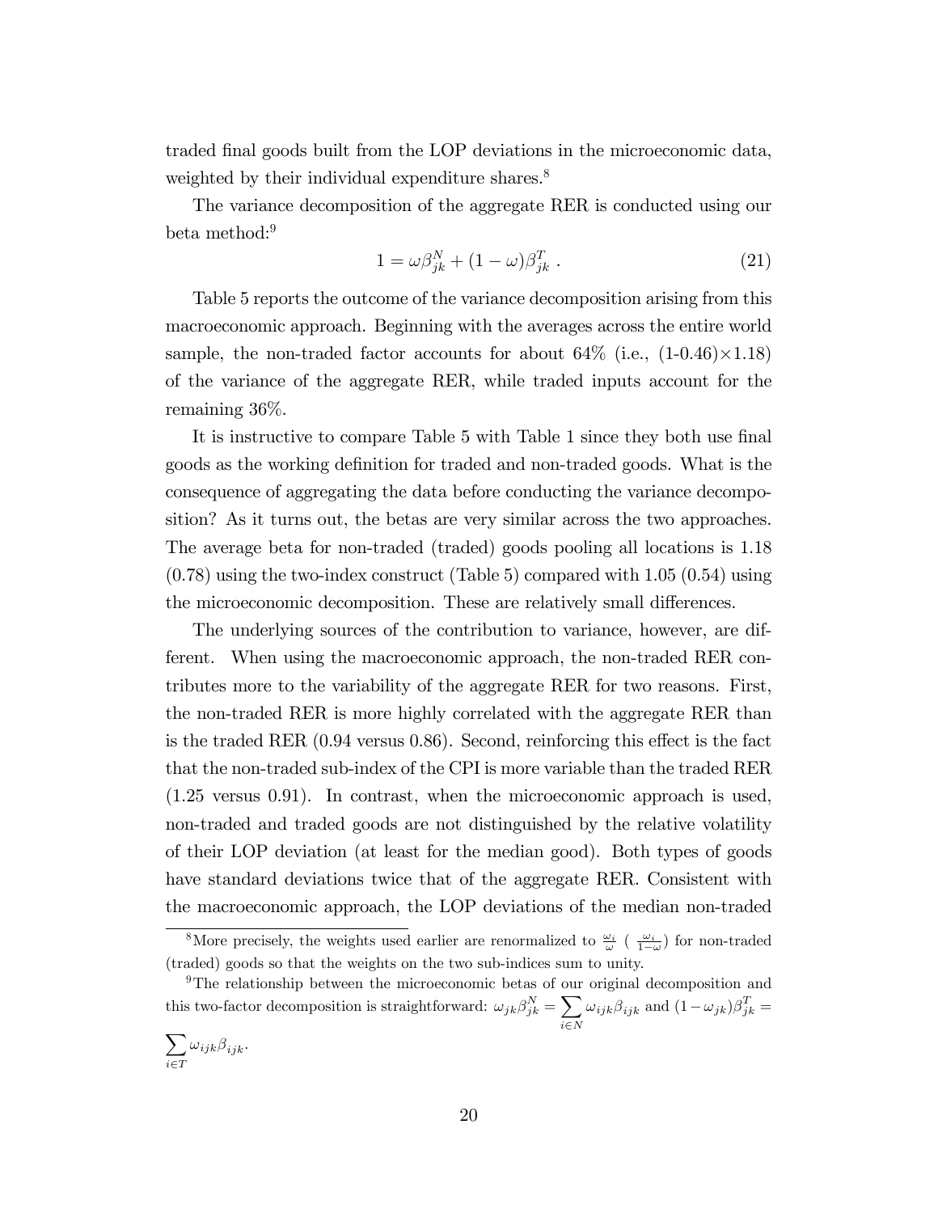traded final goods built from the LOP deviations in the microeconomic data, weighted by their individual expenditure shares.[8]

The variance decomposition of the aggregate RER is conducted using our beta method:[9]

$$1 = \omega\beta_{jk}^{N} + (1-\omega)\beta_{jk}^{T} \ . \tag{21}$$

Table 5 reports the outcome of the variance decomposition arising from this macroeconomic approach. Beginning with the averages across the entire world sample, the non-traded factor accounts for about 64% (i.e., (1-0.46)×1.18) of the variance of the aggregate RER, while traded inputs account for the remaining 36%.

It is instructive to compare Table 5 with Table 1 since they both use final goods as the working definition for traded and non-traded goods. What is the consequence of aggregating the data before conducting the variance decomposition? As it turns out, the betas are very similar across the two approaches. The average beta for non-traded (traded) goods pooling all locations is 1.18 (0.78) using the two-index construct (Table 5) compared with 1.05 (0.54) using the microeconomic decomposition. These are relatively small differences.

The underlying sources of the contribution to variance, however, are different. When using the macroeconomic approach, the non-traded RER contributes more to the variability of the aggregate RER for two reasons. First, the non-traded RER is more highly correlated with the aggregate RER than is the traded RER (0.94 versus 0.86). Second, reinforcing this effect is the fact that the non-traded sub-index of the CPI is more variable than the traded RER (1.25 versus 0.91). In contrast, when the microeconomic approach is used, non-traded and traded goods are not distinguished by the relative volatility of their LOP deviation (at least for the median good). Both types of goods have standard deviations twice that of the aggregate RER. Consistent with the macroeconomic approach, the LOP deviations of the median non-traded

---

[8] More precisely, the weights used earlier are renormalized to $\frac{\omega_i}{\omega}$ ( $\frac{\omega_i}{1-\omega}$) for non-traded (traded) goods so that the weights on the two sub-indices sum to unity.

[9] The relationship between the microeconomic betas of our original decomposition and this two-factor decomposition is straightforward: $\omega_{jk}\beta_{jk}^{N} = \sum_{i\in N}\omega_{ijk}\beta_{ijk}$ and $(1-\omega_{jk})\beta_{jk}^{T} = \sum_{i\in T}\omega_{ijk}\beta_{ijk}$.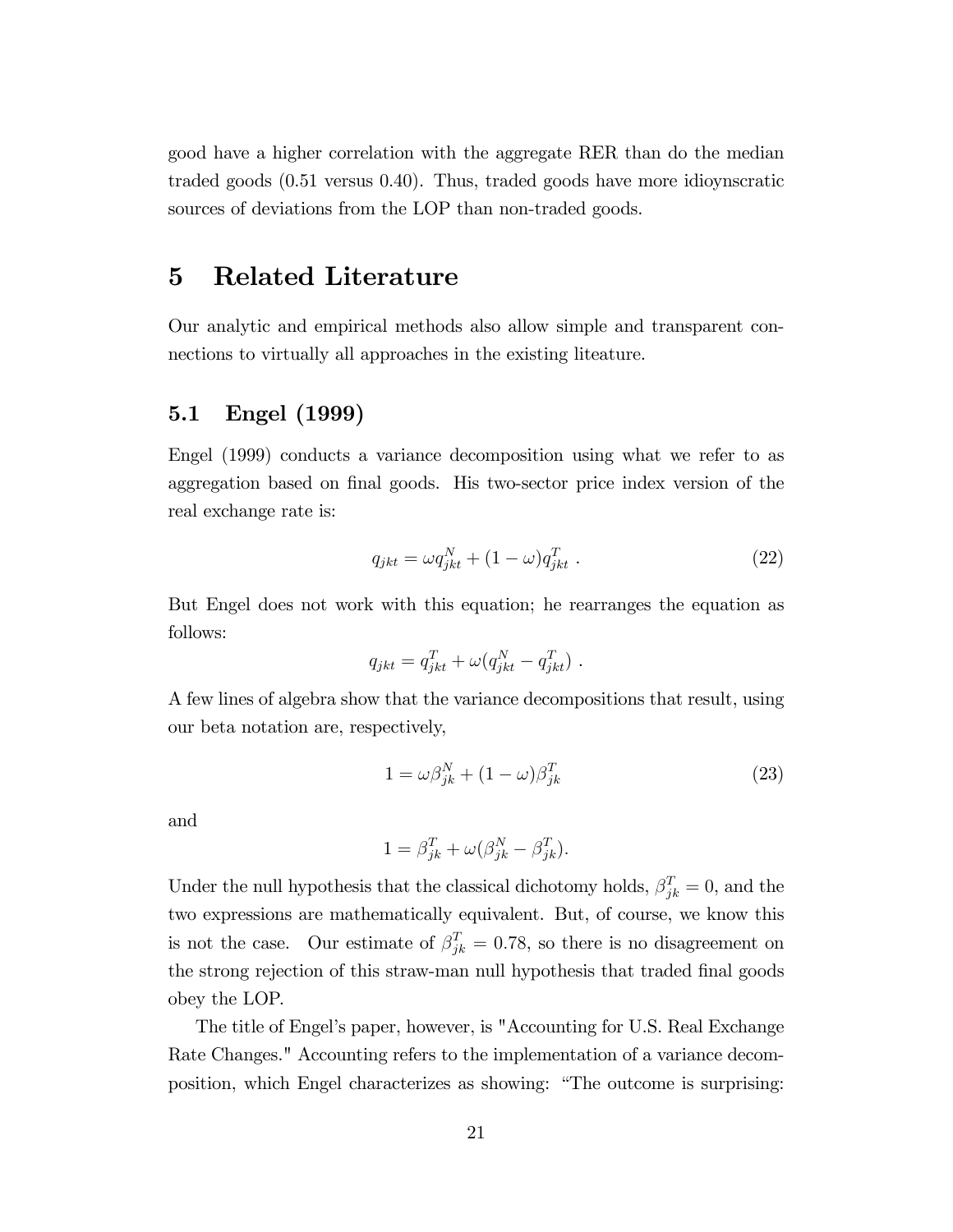good have a higher correlation with the aggregate RER than do the median traded goods (0.51 versus 0.40). Thus, traded goods have more idioynscratic sources of deviations from the LOP than non-traded goods.

# 5 Related Literature

Our analytic and empirical methods also allow simple and transparent connections to virtually all approaches in the existing liteature.

## 5.1 Engel (1999)

Engel (1999) conducts a variance decomposition using what we refer to as aggregation based on final goods. His two-sector price index version of the real exchange rate is:

$$q_{jkt} = \omega q_{jkt}^{N} + (1-\omega) q_{jkt}^{T} \ . \tag{22}$$

But Engel does not work with this equation; he rearranges the equation as follows:

$$q_{jkt} = q_{jkt}^{T} + \omega (q_{jkt}^{N} - q_{jkt}^{T}) \ .$$

A few lines of algebra show that the variance decompositions that result, using our beta notation are, respectively,

$$1 = \omega \beta_{jk}^{N} + (1-\omega) \beta_{jk}^{T} \tag{23}$$

and

$$1 = \beta_{jk}^{T} + \omega (\beta_{jk}^{N} - \beta_{jk}^{T}).$$

Under the null hypothesis that the classical dichotomy holds, $\beta_{jk}^{T} = 0$, and the two expressions are mathematically equivalent. But, of course, we know this is not the case. Our estimate of $\beta_{jk}^{T} = 0.78$, so there is no disagreement on the strong rejection of this straw-man null hypothesis that traded final goods obey the LOP.

The title of Engel's paper, however, is "Accounting for U.S. Real Exchange Rate Changes." Accounting refers to the implementation of a variance decomposition, which Engel characterizes as showing: "The outcome is surprising: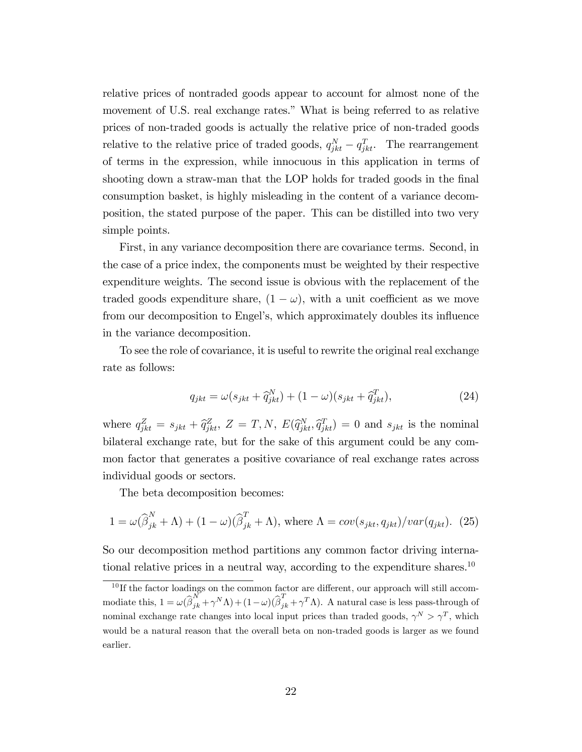relative prices of nontraded goods appear to account for almost none of the movement of U.S. real exchange rates." What is being referred to as relative prices of non-traded goods is actually the relative price of non-traded goods relative to the relative price of traded goods, $q^N_{jkt} - q^T_{jkt}$. The rearrangement of terms in the expression, while innocuous in this application in terms of shooting down a straw-man that the LOP holds for traded goods in the final consumption basket, is highly misleading in the content of a variance decomposition, the stated purpose of the paper. This can be distilled into two very simple points.

First, in any variance decomposition there are covariance terms. Second, in the case of a price index, the components must be weighted by their respective expenditure weights. The second issue is obvious with the replacement of the traded goods expenditure share, $(1-\omega)$, with a unit coefficient as we move from our decomposition to Engel's, which approximately doubles its influence in the variance decomposition.

To see the role of covariance, it is useful to rewrite the original real exchange rate as follows:

$$q_{jkt} = \omega(s_{jkt} + \widehat{q}^N_{jkt}) + (1-\omega)(s_{jkt} + \widehat{q}^T_{jkt}), \tag{24}$$

where $q^Z_{jkt} = s_{jkt} + \widehat{q}^Z_{jkt}$, $Z = T, N$, $E(\widehat{q}^N_{jkt}, \widehat{q}^T_{jkt}) = 0$ and $s_{jkt}$ is the nominal bilateral exchange rate, but for the sake of this argument could be any common factor that generates a positive covariance of real exchange rates across individual goods or sectors.

The beta decomposition becomes:

$$1 = \omega(\widehat{\beta}^N_{jk} + \Lambda) + (1-\omega)(\widehat{\beta}^T_{jk} + \Lambda), \text{ where } \Lambda = cov(s_{jkt}, q_{jkt})/var(q_{jkt}). \tag{25}$$

So our decomposition method partitions any common factor driving international relative prices in a neutral way, according to the expenditure shares.[10]

[10] If the factor loadings on the common factor are different, our approach will still accommodiate this, $1 = \omega(\widehat{\beta}^N_{jk} + \gamma^N\Lambda) + (1-\omega)(\widehat{\beta}^T_{jk} + \gamma^T\Lambda)$. A natural case is less pass-through of nominal exchange rate changes into local input prices than traded goods, $\gamma^N > \gamma^T$, which would be a natural reason that the overall beta on non-traded goods is larger as we found earlier.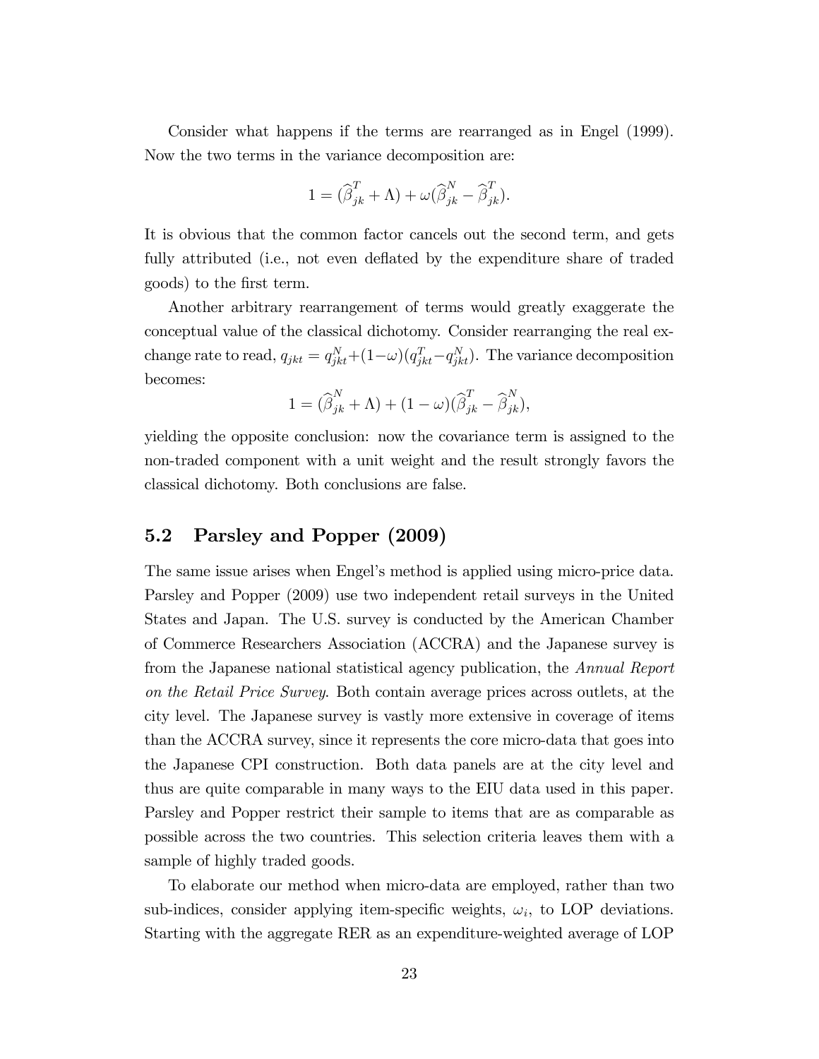Consider what happens if the terms are rearranged as in Engel (1999). Now the two terms in the variance decomposition are:

$$1 = (\widehat{\beta}^{T}_{jk} + \Lambda) + \omega(\widehat{\beta}^{N}_{jk} - \widehat{\beta}^{T}_{jk}).$$

It is obvious that the common factor cancels out the second term, and gets fully attributed (i.e., not even deflated by the expenditure share of traded goods) to the first term.

Another arbitrary rearrangement of terms would greatly exaggerate the conceptual value of the classical dichotomy. Consider rearranging the real exchange rate to read, $q_{jkt} = q^{N}_{jkt} + (1-\omega)(q^{T}_{jkt} - q^{N}_{jkt})$. The variance decomposition becomes:

$$1 = (\widehat{\beta}^{N}_{jk} + \Lambda) + (1-\omega)(\widehat{\beta}^{T}_{jk} - \widehat{\beta}^{N}_{jk}),$$

yielding the opposite conclusion: now the covariance term is assigned to the non-traded component with a unit weight and the result strongly favors the classical dichotomy. Both conclusions are false.

## 5.2 Parsley and Popper (2009)

The same issue arises when Engel's method is applied using micro-price data. Parsley and Popper (2009) use two independent retail surveys in the United States and Japan. The U.S. survey is conducted by the American Chamber of Commerce Researchers Association (ACCRA) and the Japanese survey is from the Japanese national statistical agency publication, the *Annual Report on the Retail Price Survey*. Both contain average prices across outlets, at the city level. The Japanese survey is vastly more extensive in coverage of items than the ACCRA survey, since it represents the core micro-data that goes into the Japanese CPI construction. Both data panels are at the city level and thus are quite comparable in many ways to the EIU data used in this paper. Parsley and Popper restrict their sample to items that are as comparable as possible across the two countries. This selection criteria leaves them with a sample of highly traded goods.

To elaborate our method when micro-data are employed, rather than two sub-indices, consider applying item-specific weights, $\omega_i$, to LOP deviations. Starting with the aggregate RER as an expenditure-weighted average of LOP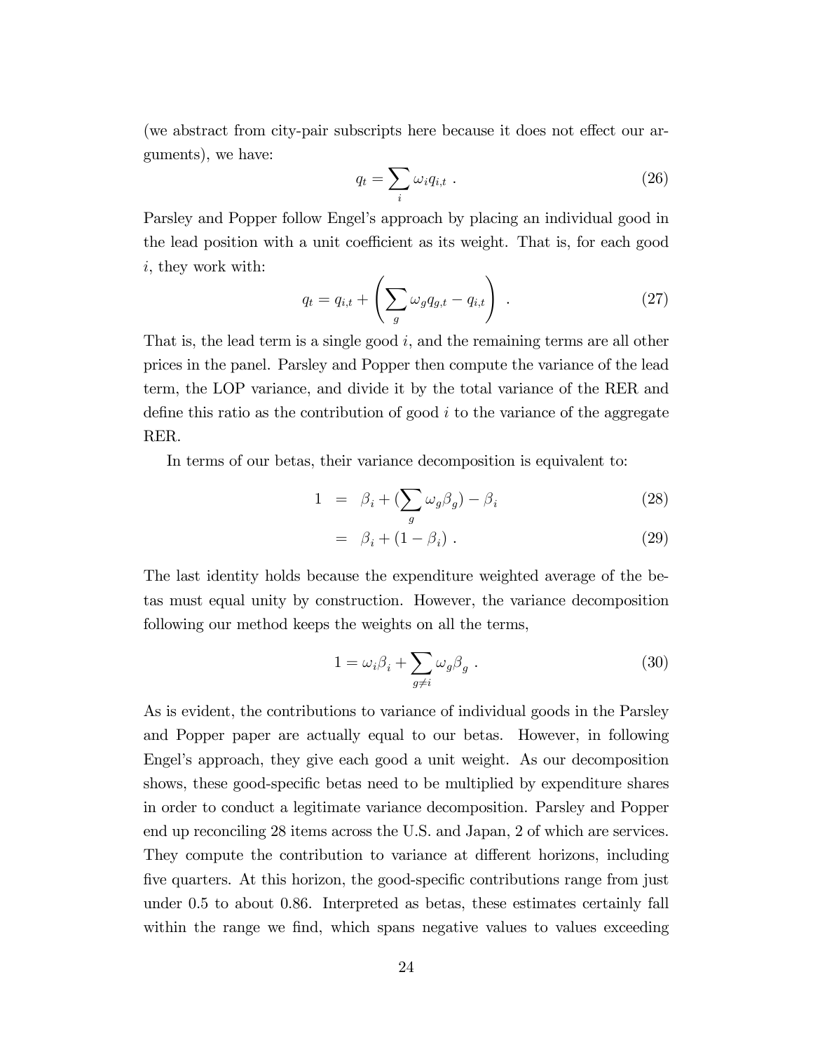(we abstract from city-pair subscripts here because it does not effect our arguments), we have:

$$q_t = \sum_i \omega_i q_{i,t} \ . \tag{26}$$

Parsley and Popper follow Engel's approach by placing an individual good in the lead position with a unit coefficient as its weight. That is, for each good $i$, they work with:

$$q_t = q_{i,t} + \left( \sum_g \omega_g q_{g,t} - q_{i,t} \right) \ . \tag{27}$$

That is, the lead term is a single good $i$, and the remaining terms are all other prices in the panel. Parsley and Popper then compute the variance of the lead term, the LOP variance, and divide it by the total variance of the RER and define this ratio as the contribution of good $i$ to the variance of the aggregate RER.

In terms of our betas, their variance decomposition is equivalent to:

$$\begin{aligned} 1 &= \beta_i + (\sum_g \omega_g \beta_g) - \beta_i & (28) \\ &= \beta_i + (1 - \beta_i) \ . & (29) \end{aligned}$$

The last identity holds because the expenditure weighted average of the betas must equal unity by construction. However, the variance decomposition following our method keeps the weights on all the terms,

$$1 = \omega_i \beta_i + \sum_{g \neq i} \omega_g \beta_g \ . \tag{30}$$

As is evident, the contributions to variance of individual goods in the Parsley and Popper paper are actually equal to our betas. However, in following Engel's approach, they give each good a unit weight. As our decomposition shows, these good-specific betas need to be multiplied by expenditure shares in order to conduct a legitimate variance decomposition. Parsley and Popper end up reconciling 28 items across the U.S. and Japan, 2 of which are services. They compute the contribution to variance at different horizons, including five quarters. At this horizon, the good-specific contributions range from just under 0.5 to about 0.86. Interpreted as betas, these estimates certainly fall within the range we find, which spans negative values to values exceeding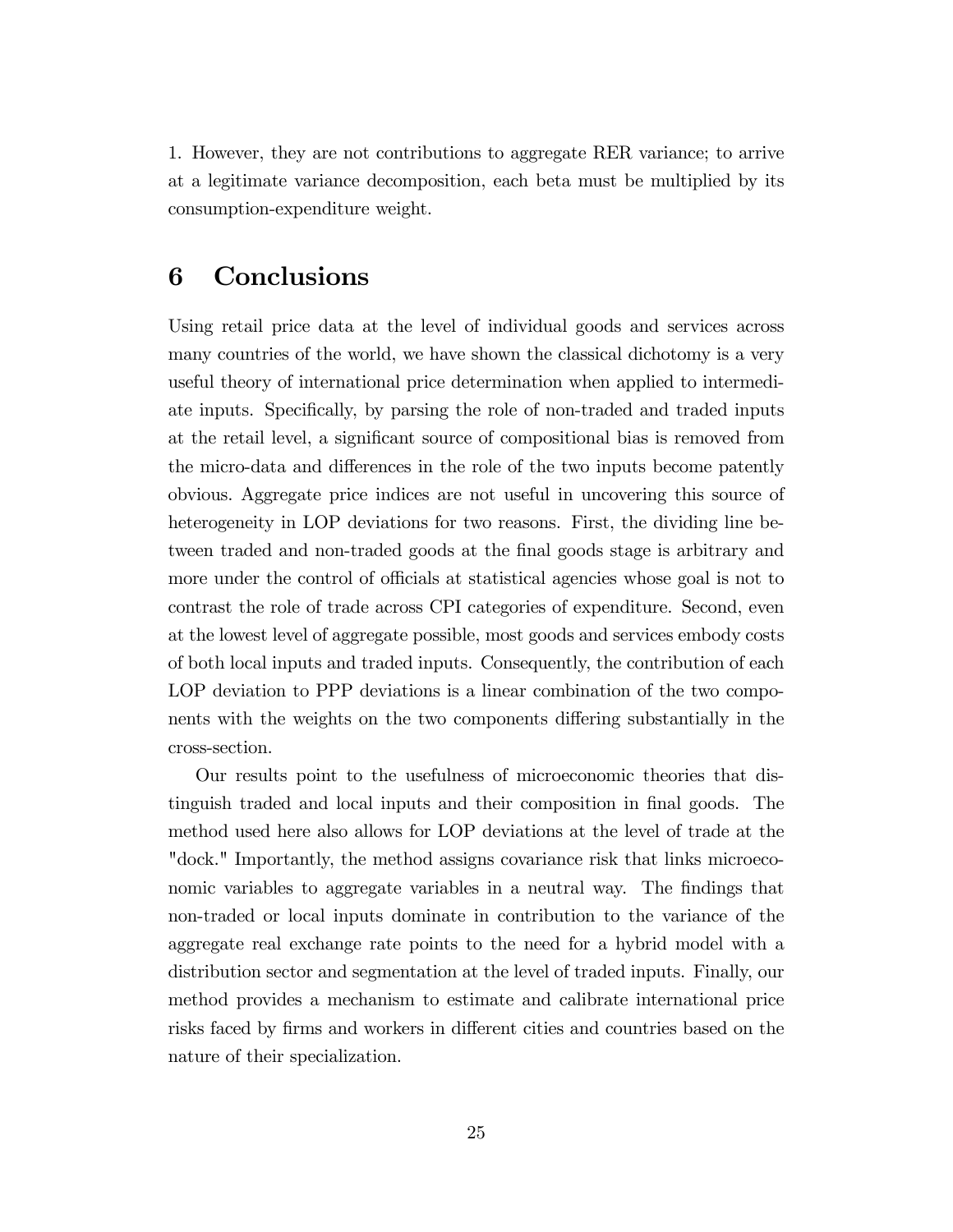1. However, they are not contributions to aggregate RER variance; to arrive at a legitimate variance decomposition, each beta must be multiplied by its consumption-expenditure weight.

# 6 Conclusions

Using retail price data at the level of individual goods and services across many countries of the world, we have shown the classical dichotomy is a very useful theory of international price determination when applied to intermediate inputs. Specifically, by parsing the role of non-traded and traded inputs at the retail level, a significant source of compositional bias is removed from the micro-data and differences in the role of the two inputs become patently obvious. Aggregate price indices are not useful in uncovering this source of heterogeneity in LOP deviations for two reasons. First, the dividing line between traded and non-traded goods at the final goods stage is arbitrary and more under the control of officials at statistical agencies whose goal is not to contrast the role of trade across CPI categories of expenditure. Second, even at the lowest level of aggregate possible, most goods and services embody costs of both local inputs and traded inputs. Consequently, the contribution of each LOP deviation to PPP deviations is a linear combination of the two components with the weights on the two components differing substantially in the cross-section.

Our results point to the usefulness of microeconomic theories that distinguish traded and local inputs and their composition in final goods. The method used here also allows for LOP deviations at the level of trade at the "dock." Importantly, the method assigns covariance risk that links microeconomic variables to aggregate variables in a neutral way. The findings that non-traded or local inputs dominate in contribution to the variance of the aggregate real exchange rate points to the need for a hybrid model with a distribution sector and segmentation at the level of traded inputs. Finally, our method provides a mechanism to estimate and calibrate international price risks faced by firms and workers in different cities and countries based on the nature of their specialization.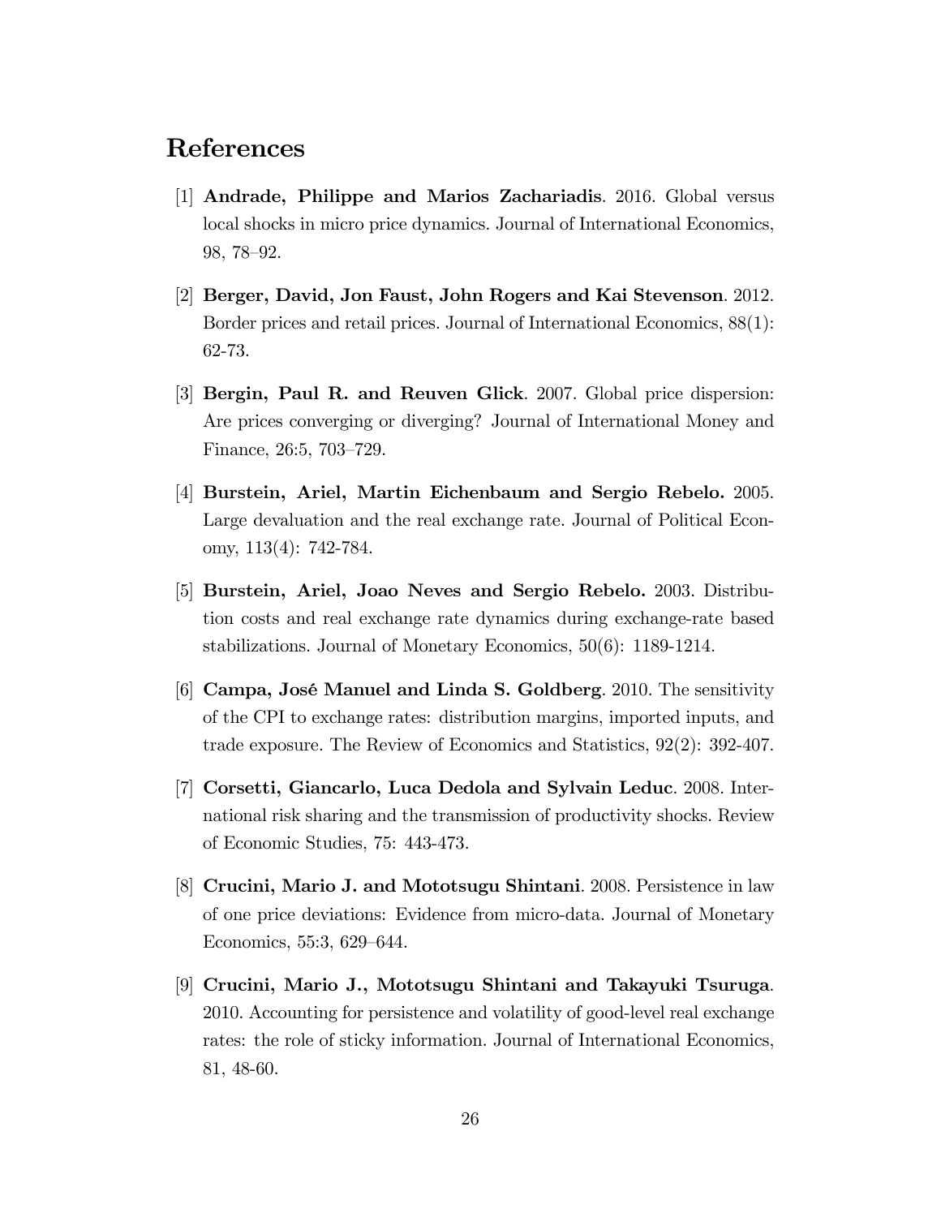# References

[1] **Andrade, Philippe and Marios Zachariadis**. 2016. Global versus local shocks in micro price dynamics. Journal of International Economics, 98, 78–92.

[2] **Berger, David, Jon Faust, John Rogers and Kai Stevenson**. 2012. Border prices and retail prices. Journal of International Economics, 88(1): 62-73.

[3] **Bergin, Paul R. and Reuven Glick**. 2007. Global price dispersion: Are prices converging or diverging? Journal of International Money and Finance, 26:5, 703–729.

[4] **Burstein, Ariel, Martin Eichenbaum and Sergio Rebelo.** 2005. Large devaluation and the real exchange rate. Journal of Political Economy, 113(4): 742-784.

[5] **Burstein, Ariel, Joao Neves and Sergio Rebelo.** 2003. Distribution costs and real exchange rate dynamics during exchange-rate based stabilizations. Journal of Monetary Economics, 50(6): 1189-1214.

[6] **Campa, José Manuel and Linda S. Goldberg**. 2010. The sensitivity of the CPI to exchange rates: distribution margins, imported inputs, and trade exposure. The Review of Economics and Statistics, 92(2): 392-407.

[7] **Corsetti, Giancarlo, Luca Dedola and Sylvain Leduc**. 2008. International risk sharing and the transmission of productivity shocks. Review of Economic Studies, 75: 443-473.

[8] **Crucini, Mario J. and Mototsugu Shintani**. 2008. Persistence in law of one price deviations: Evidence from micro-data. Journal of Monetary Economics, 55:3, 629–644.

[9] **Crucini, Mario J., Mototsugu Shintani and Takayuki Tsuruga**. 2010. Accounting for persistence and volatility of good-level real exchange rates: the role of sticky information. Journal of International Economics, 81, 48-60.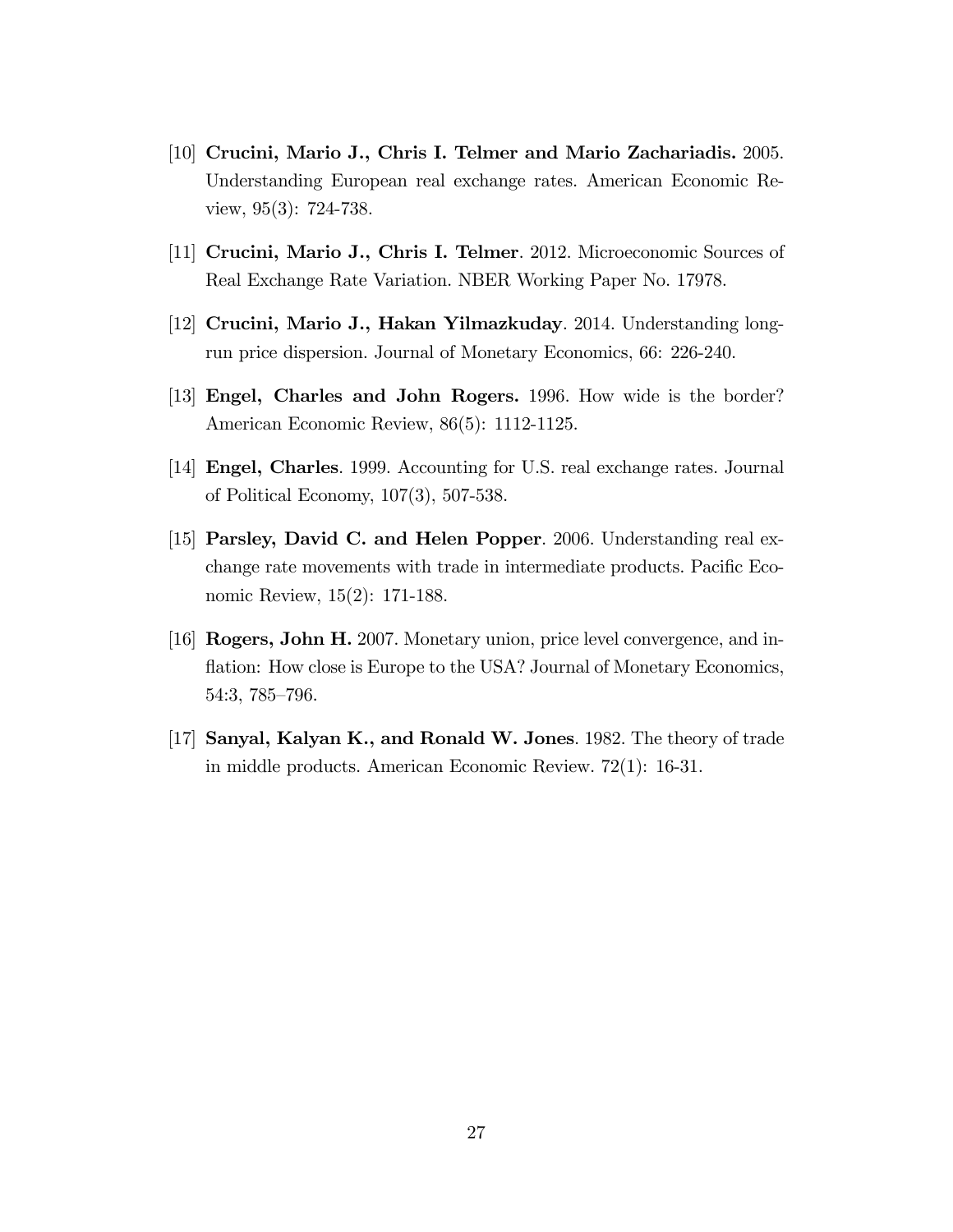[10] **Crucini, Mario J., Chris I. Telmer and Mario Zachariadis.** 2005. Understanding European real exchange rates. American Economic Review, 95(3): 724-738.

[11] **Crucini, Mario J., Chris I. Telmer**. 2012. Microeconomic Sources of Real Exchange Rate Variation. NBER Working Paper No. 17978.

[12] **Crucini, Mario J., Hakan Yilmazkuday**. 2014. Understanding long-run price dispersion. Journal of Monetary Economics, 66: 226-240.

[13] **Engel, Charles and John Rogers.** 1996. How wide is the border? American Economic Review, 86(5): 1112-1125.

[14] **Engel, Charles**. 1999. Accounting for U.S. real exchange rates. Journal of Political Economy, 107(3), 507-538.

[15] **Parsley, David C. and Helen Popper**. 2006. Understanding real exchange rate movements with trade in intermediate products. Pacific Economic Review, 15(2): 171-188.

[16] **Rogers, John H.** 2007. Monetary union, price level convergence, and inflation: How close is Europe to the USA? Journal of Monetary Economics, 54:3, 785–796.

[17] **Sanyal, Kalyan K., and Ronald W. Jones**. 1982. The theory of trade in middle products. American Economic Review. 72(1): 16-31.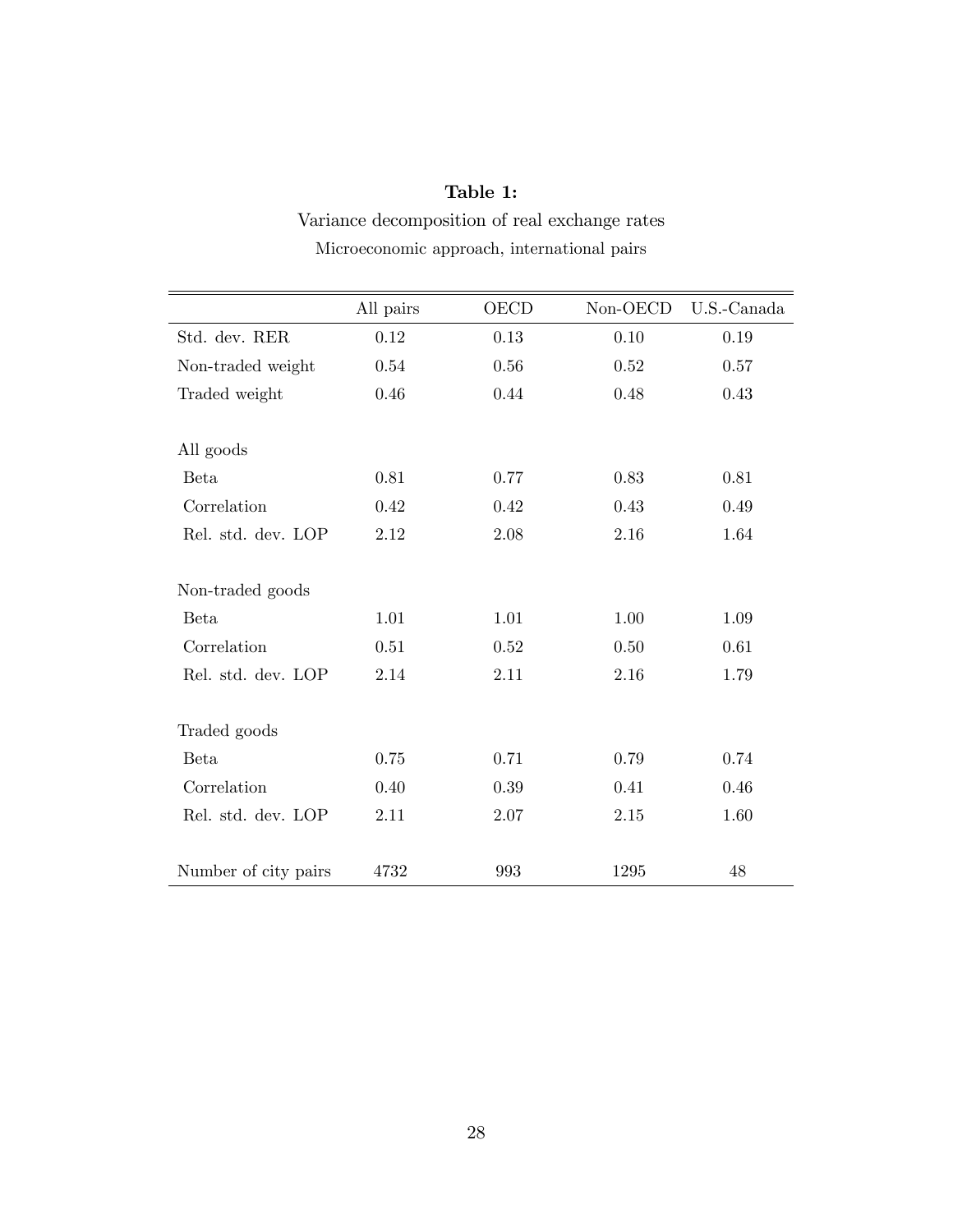**Table 1:**

Variance decomposition of real exchange rates

Microeconomic approach, international pairs

| | All pairs | OECD | Non-OECD | U.S.-Canada |
|---|---|---|---|---|
| Std. dev. RER | 0.12 | 0.13 | 0.10 | 0.19 |
| Non-traded weight | 0.54 | 0.56 | 0.52 | 0.57 |
| Traded weight | 0.46 | 0.44 | 0.48 | 0.43 |
| All goods | | | | |
| Beta | 0.81 | 0.77 | 0.83 | 0.81 |
| Correlation | 0.42 | 0.42 | 0.43 | 0.49 |
| Rel. std. dev. LOP | 2.12 | 2.08 | 2.16 | 1.64 |
| Non-traded goods | | | | |
| Beta | 1.01 | 1.01 | 1.00 | 1.09 |
| Correlation | 0.51 | 0.52 | 0.50 | 0.61 |
| Rel. std. dev. LOP | 2.14 | 2.11 | 2.16 | 1.79 |
| Traded goods | | | | |
| Beta | 0.75 | 0.71 | 0.79 | 0.74 |
| Correlation | 0.40 | 0.39 | 0.41 | 0.46 |
| Rel. std. dev. LOP | 2.11 | 2.07 | 2.15 | 1.60 |
| Number of city pairs | 4732 | 993 | 1295 | 48 |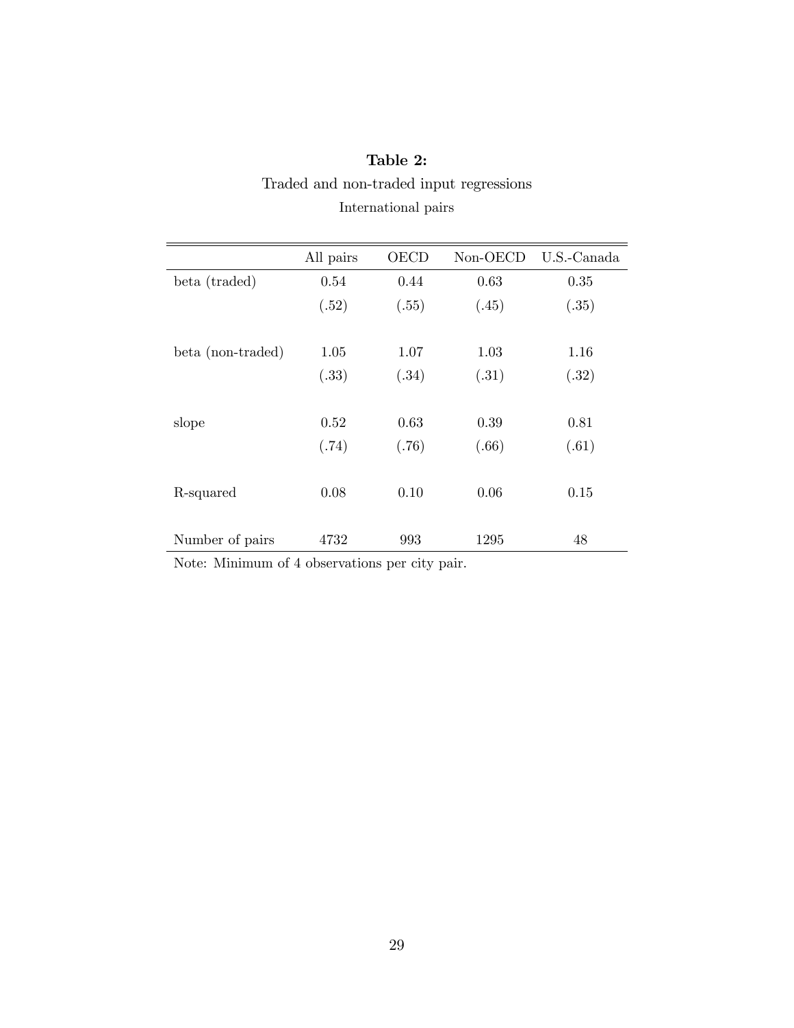**Table 2:**

Traded and non-traded input regressions

International pairs

| | All pairs | OECD | Non-OECD | U.S.-Canada |
|---|---|---|---|---|
| beta (traded) | 0.54 | 0.44 | 0.63 | 0.35 |
| | (.52) | (.55) | (.45) | (.35) |
| beta (non-traded) | 1.05 | 1.07 | 1.03 | 1.16 |
| | (.33) | (.34) | (.31) | (.32) |
| slope | 0.52 | 0.63 | 0.39 | 0.81 |
| | (.74) | (.76) | (.66) | (.61) |
| R-squared | 0.08 | 0.10 | 0.06 | 0.15 |
| Number of pairs | 4732 | 993 | 1295 | 48 |

Note: Minimum of 4 observations per city pair.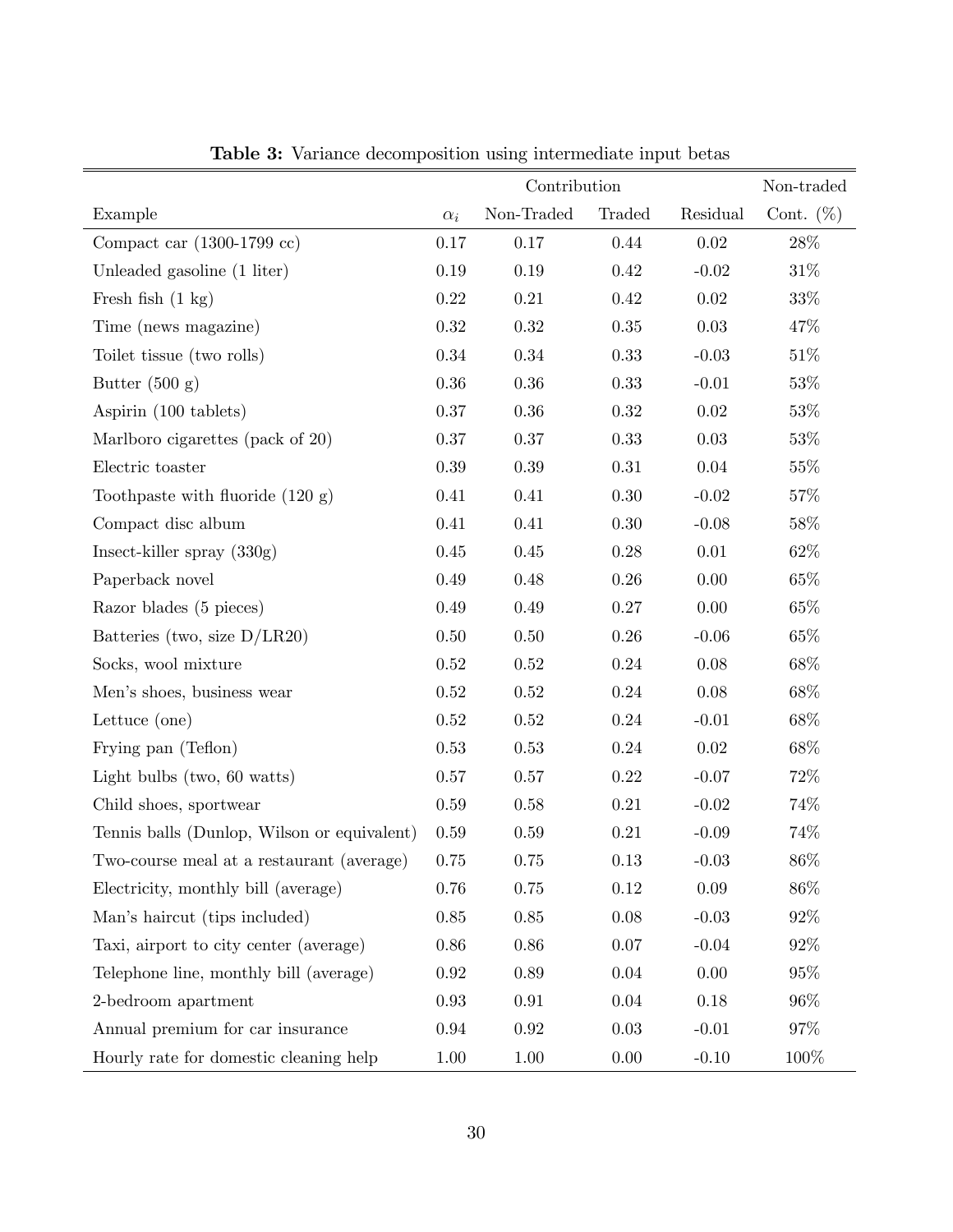**Table 3:** Variance decomposition using intermediate input betas

| | | Contribution | | | Non-traded |
|---|---|---|---|---|---|
| Example | $\alpha_i$ | Non-Traded | Traded | Residual | Cont. (%) |
| Compact car (1300-1799 cc) | 0.17 | 0.17 | 0.44 | 0.02 | 28% |
| Unleaded gasoline (1 liter) | 0.19 | 0.19 | 0.42 | -0.02 | 31% |
| Fresh fish (1 kg) | 0.22 | 0.21 | 0.42 | 0.02 | 33% |
| Time (news magazine) | 0.32 | 0.32 | 0.35 | 0.03 | 47% |
| Toilet tissue (two rolls) | 0.34 | 0.34 | 0.33 | -0.03 | 51% |
| Butter (500 g) | 0.36 | 0.36 | 0.33 | -0.01 | 53% |
| Aspirin (100 tablets) | 0.37 | 0.36 | 0.32 | 0.02 | 53% |
| Marlboro cigarettes (pack of 20) | 0.37 | 0.37 | 0.33 | 0.03 | 53% |
| Electric toaster | 0.39 | 0.39 | 0.31 | 0.04 | 55% |
| Toothpaste with fluoride (120 g) | 0.41 | 0.41 | 0.30 | -0.02 | 57% |
| Compact disc album | 0.41 | 0.41 | 0.30 | -0.08 | 58% |
| Insect-killer spray (330g) | 0.45 | 0.45 | 0.28 | 0.01 | 62% |
| Paperback novel | 0.49 | 0.48 | 0.26 | 0.00 | 65% |
| Razor blades (5 pieces) | 0.49 | 0.49 | 0.27 | 0.00 | 65% |
| Batteries (two, size D/LR20) | 0.50 | 0.50 | 0.26 | -0.06 | 65% |
| Socks, wool mixture | 0.52 | 0.52 | 0.24 | 0.08 | 68% |
| Men's shoes, business wear | 0.52 | 0.52 | 0.24 | 0.08 | 68% |
| Lettuce (one) | 0.52 | 0.52 | 0.24 | -0.01 | 68% |
| Frying pan (Teflon) | 0.53 | 0.53 | 0.24 | 0.02 | 68% |
| Light bulbs (two, 60 watts) | 0.57 | 0.57 | 0.22 | -0.07 | 72% |
| Child shoes, sportwear | 0.59 | 0.58 | 0.21 | -0.02 | 74% |
| Tennis balls (Dunlop, Wilson or equivalent) | 0.59 | 0.59 | 0.21 | -0.09 | 74% |
| Two-course meal at a restaurant (average) | 0.75 | 0.75 | 0.13 | -0.03 | 86% |
| Electricity, monthly bill (average) | 0.76 | 0.75 | 0.12 | 0.09 | 86% |
| Man's haircut (tips included) | 0.85 | 0.85 | 0.08 | -0.03 | 92% |
| Taxi, airport to city center (average) | 0.86 | 0.86 | 0.07 | -0.04 | 92% |
| Telephone line, monthly bill (average) | 0.92 | 0.89 | 0.04 | 0.00 | 95% |
| 2-bedroom apartment | 0.93 | 0.91 | 0.04 | 0.18 | 96% |
| Annual premium for car insurance | 0.94 | 0.92 | 0.03 | -0.01 | 97% |
| Hourly rate for domestic cleaning help | 1.00 | 1.00 | 0.00 | -0.10 | 100% |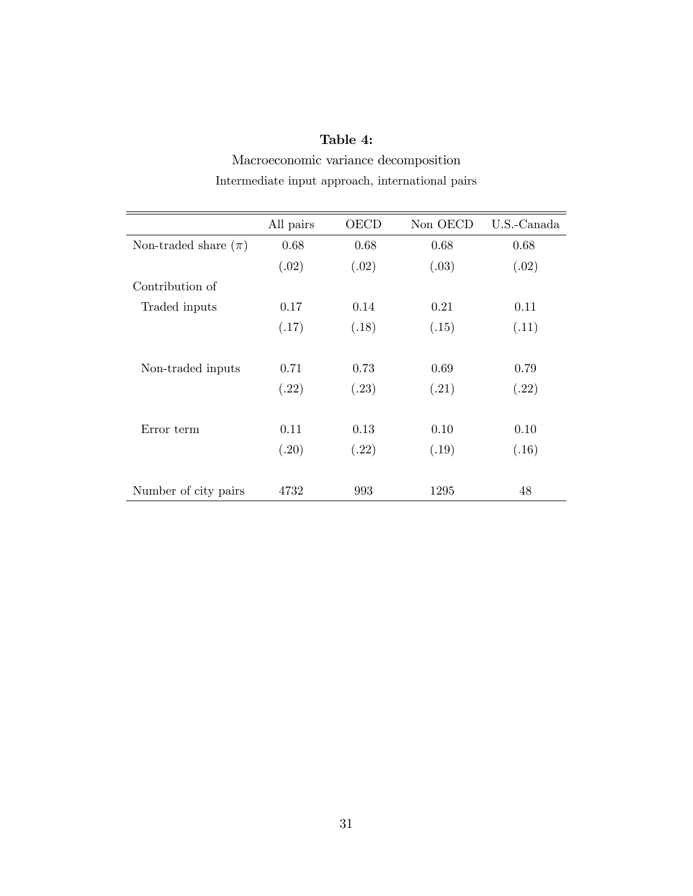**Table 4:**

Macroeconomic variance decomposition

Intermediate input approach, international pairs

| | All pairs | OECD | Non OECD | U.S.-Canada |
|---|---|---|---|---|
| Non-traded share ($\pi$) | 0.68 | 0.68 | 0.68 | 0.68 |
| | (.02) | (.02) | (.03) | (.02) |
| Contribution of | | | | |
| Traded inputs | 0.17 | 0.14 | 0.21 | 0.11 |
| | (.17) | (.18) | (.15) | (.11) |
| Non-traded inputs | 0.71 | 0.73 | 0.69 | 0.79 |
| | (.22) | (.23) | (.21) | (.22) |
| Error term | 0.11 | 0.13 | 0.10 | 0.10 |
| | (.20) | (.22) | (.19) | (.16) |
| Number of city pairs | 4732 | 993 | 1295 | 48 |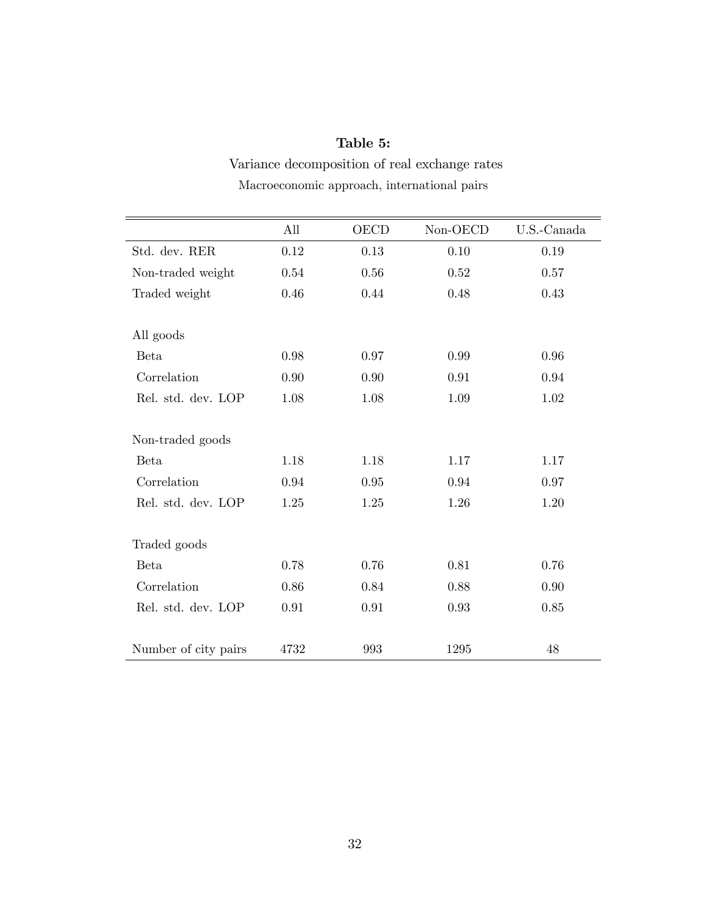**Table 5:**

Variance decomposition of real exchange rates

Macroeconomic approach, international pairs

| | All | OECD | Non-OECD | U.S.-Canada |
|---|---|---|---|---|
| Std. dev. RER | 0.12 | 0.13 | 0.10 | 0.19 |
| Non-traded weight | 0.54 | 0.56 | 0.52 | 0.57 |
| Traded weight | 0.46 | 0.44 | 0.48 | 0.43 |
| | | | | |
| All goods | | | | |
| Beta | 0.98 | 0.97 | 0.99 | 0.96 |
| Correlation | 0.90 | 0.90 | 0.91 | 0.94 |
| Rel. std. dev. LOP | 1.08 | 1.08 | 1.09 | 1.02 |
| | | | | |
| Non-traded goods | | | | |
| Beta | 1.18 | 1.18 | 1.17 | 1.17 |
| Correlation | 0.94 | 0.95 | 0.94 | 0.97 |
| Rel. std. dev. LOP | 1.25 | 1.25 | 1.26 | 1.20 |
| | | | | |
| Traded goods | | | | |
| Beta | 0.78 | 0.76 | 0.81 | 0.76 |
| Correlation | 0.86 | 0.84 | 0.88 | 0.90 |
| Rel. std. dev. LOP | 0.91 | 0.91 | 0.93 | 0.85 |
| | | | | |
| Number of city pairs | 4732 | 993 | 1295 | 48 |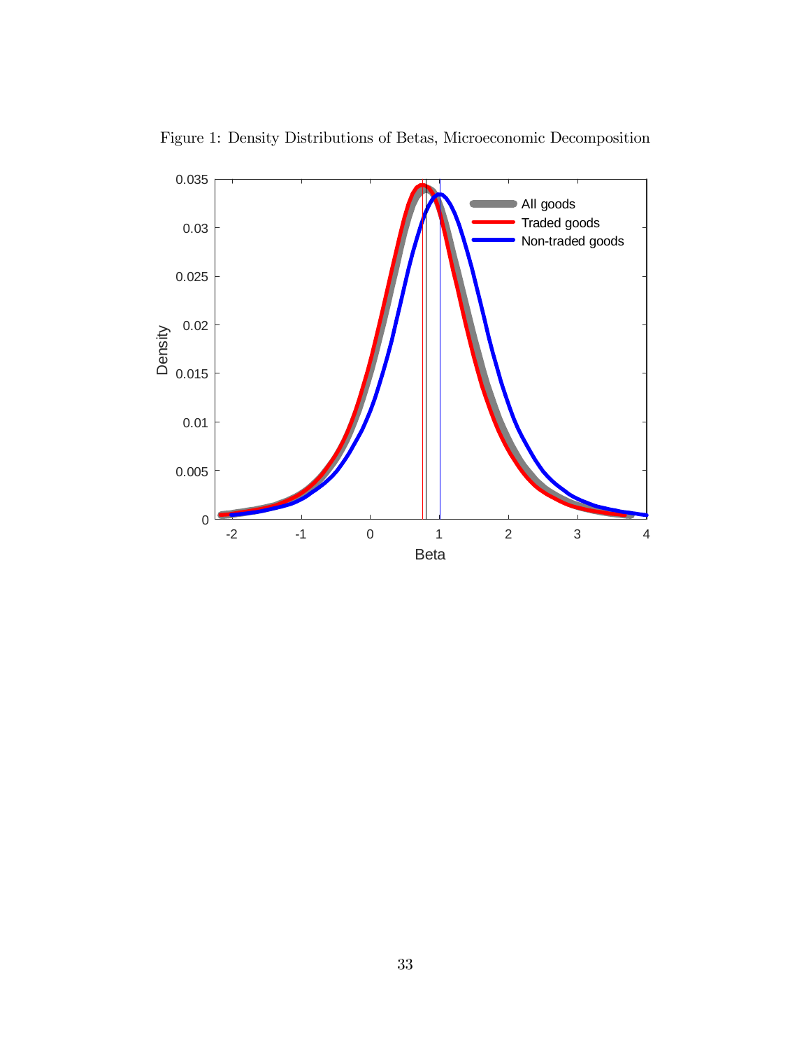Figure 1: Density Distributions of Betas, Microeconomic Decomposition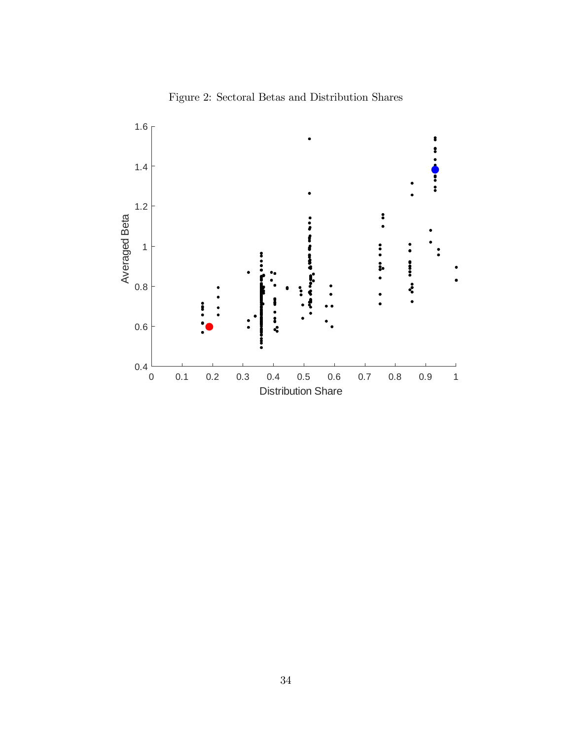Figure 2: Sectoral Betas and Distribution Shares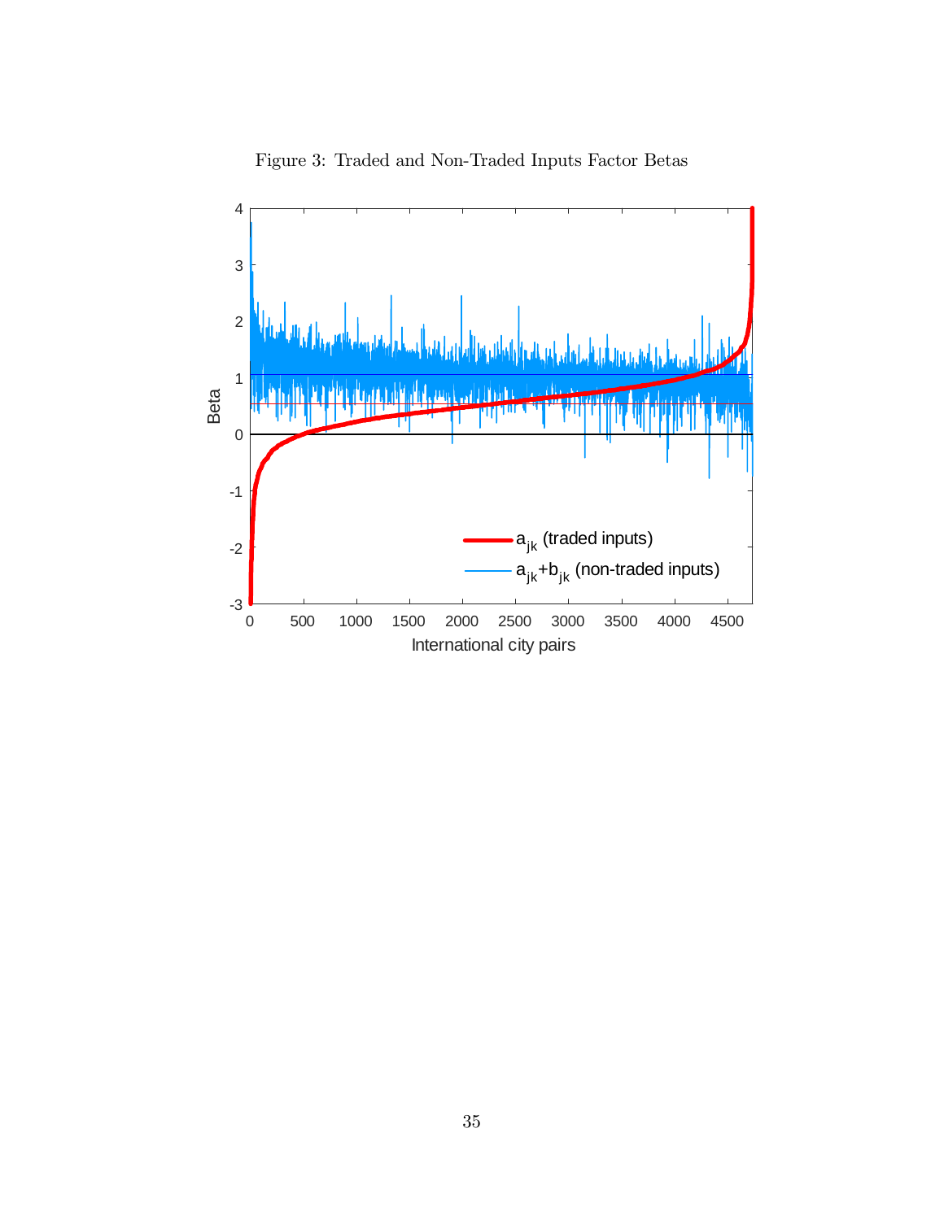Figure 3: Traded and Non-Traded Inputs Factor Betas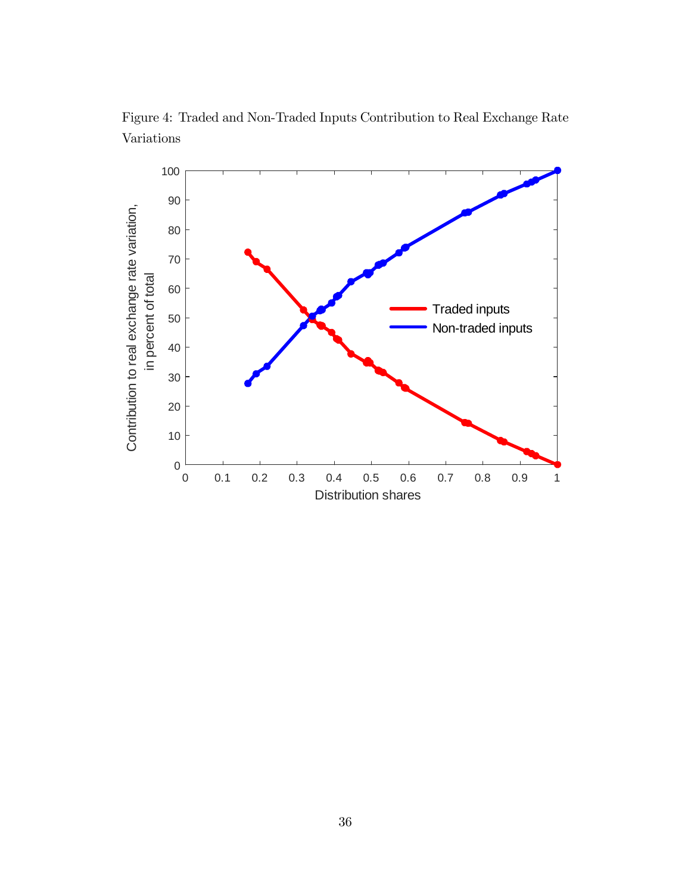Figure 4: Traded and Non-Traded Inputs Contribution to Real Exchange Rate Variations

Contribution to real exchange rate variation, in percent of total

100
90
80
70
60
50
40
30
20
10
0

0
0.1
0.2
0.3
0.4
0.5
0.6
0.7
0.8
0.9
1

Distribution shares

Traded inputs
Non-traded inputs